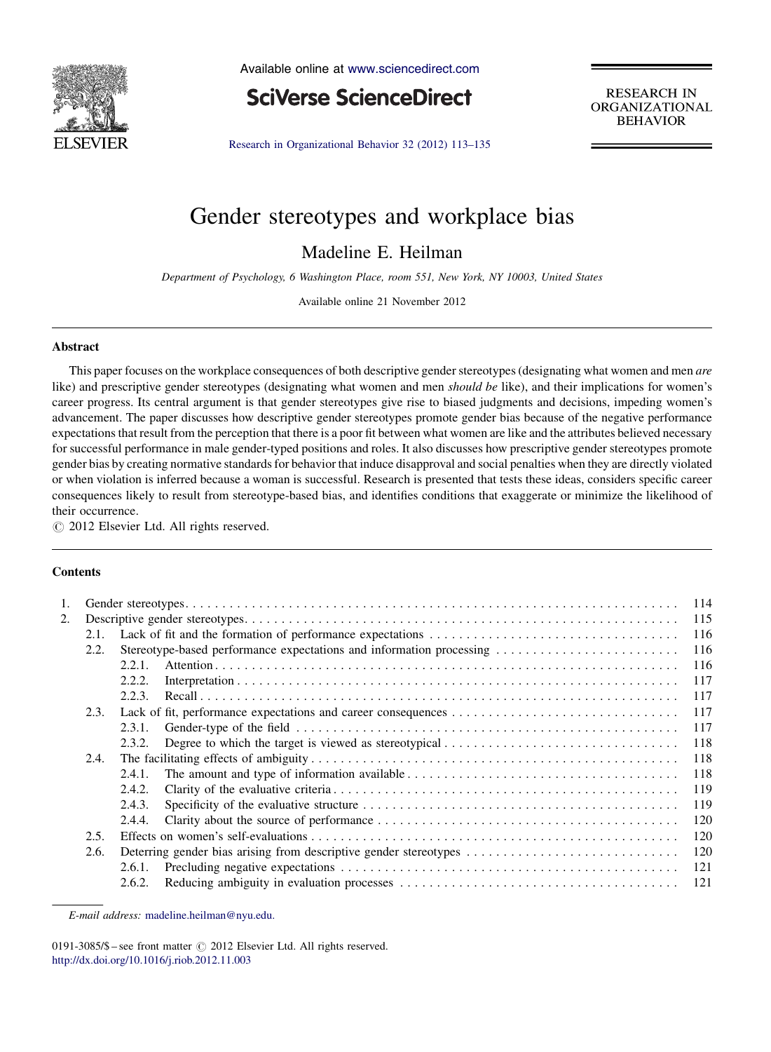Available online at www.sciencedirect.com

**SciVerse ScienceDirect**

RESEARCH IN ORGANIZATIONAL BEHAVIOR

# Gender stereotypes and workplace bias

Madeline E. Heilman

*Department of Psychology, 6 Washington Place, room 551, New York, NY 10003, United States*

Available online 21 November 2012

## Abstract

This paper focuses on the workplace consequences of both descriptive gender stereotypes (designating what women and men *are* like) and prescriptive gender stereotypes (designating what women and men *should be* like), and their implications for women's career progress. Its central argument is that gender stereotypes give rise to biased judgments and decisions, impeding women's advancement. The paper discusses how descriptive gender stereotypes promote gender bias because of the negative performance expectations that result from the perception that there is a poor fit between what women are like and the attributes believed necessary for successful performance in male gender-typed positions and roles. It also discusses how prescriptive gender stereotypes promote gender bias by creating normative standards for behavior that induce disapproval and social penalties when they are directly violated or when violation is inferred because a woman is successful. Research is presented that tests these ideas, considers specific career consequences likely to result from stereotype-based bias, and identifies conditions that exaggerate or minimize the likelihood of their occurrence.

© 2012 Elsevier Ltd. All rights reserved.

## Contents

| | | | |
|---|---|---|---|
| 1. | Gender stereotypes | | 114 |
| 2. | Descriptive gender stereotypes | | 115 |
| | 2.1. | Lack of fit and the formation of performance expectations | 116 |
| | 2.2. | Stereotype-based performance expectations and information processing | 116 |
| | | 2.2.1. Attention | 116 |
| | | 2.2.2. Interpretation | 117 |
| | | 2.2.3. Recall | 117 |
| | 2.3. | Lack of fit, performance expectations and career consequences | 117 |
| | | 2.3.1. Gender-type of the field | 117 |
| | | 2.3.2. Degree to which the target is viewed as stereotypical | 118 |
| | 2.4. | The facilitating effects of ambiguity | 118 |
| | | 2.4.1. The amount and type of information available | 118 |
| | | 2.4.2. Clarity of the evaluative criteria | 119 |
| | | 2.4.3. Specificity of the evaluative structure | 119 |
| | | 2.4.4. Clarity about the source of performance | 120 |
| | 2.5. | Effects on women's self-evaluations | 120 |
| | 2.6. | Deterring gender bias arising from descriptive gender stereotypes | 120 |
| | | 2.6.1. Precluding negative expectations | 121 |
| | | 2.6.2. Reducing ambiguity in evaluation processes | 121 |

*E-mail address:* madeline.heilman@nyu.edu.

0191-3085/$ – see front matter © 2012 Elsevier Ltd. All rights reserved.
http://dx.doi.org/10.1016/j.riob.2012.11.003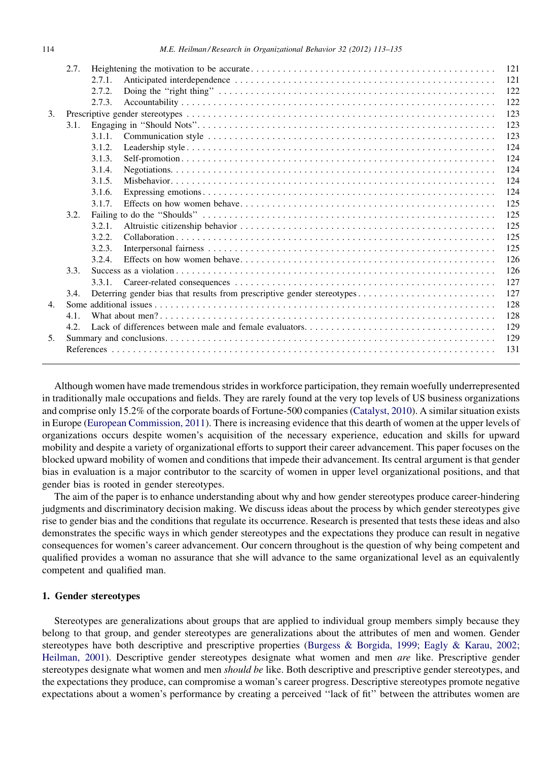2.7. Heightening the motivation to be accurate . . . 121
 2.7.1. Anticipated interdependence . . . 121
 2.7.2. Doing the ''right thing'' . . . 122
 2.7.3. Accountability . . . 122
3. Prescriptive gender stereotypes . . . 123
 3.1. Engaging in ''Should Nots''. . . 123
 3.1.1. Communication style . . . 123
 3.1.2. Leadership style . . . 124
 3.1.3. Self-promotion . . . 124
 3.1.4. Negotiations. . . . 124
 3.1.5. Misbehavior. . . . 124
 3.1.6. Expressing emotions . . . 124
 3.1.7. Effects on how women behave. . . . 125
 3.2. Failing to do the ''Shoulds'' . . . 125
 3.2.1. Altruistic citizenship behavior . . . 125
 3.2.2. Collaboration . . . 125
 3.2.3. Interpersonal fairness . . . 125
 3.2.4. Effects on how women behave. . . . 126
 3.3. Success as a violation . . . 126
 3.3.1. Career-related consequences . . . 127
 3.4. Deterring gender bias that results from prescriptive gender stereotypes . . . 127
4. Some additional issues . . . 128
 4.1. What about men? . . . 128
 4.2. Lack of differences between male and female evaluators. . . . 129
5. Summary and conclusions. . . . 129
 References . . . 131

Although women have made tremendous strides in workforce participation, they remain woefully underrepresented in traditionally male occupations and fields. They are rarely found at the very top levels of US business organizations and comprise only 15.2% of the corporate boards of Fortune-500 companies (Catalyst, 2010). A similar situation exists in Europe (European Commission, 2011). There is increasing evidence that this dearth of women at the upper levels of organizations occurs despite women's acquisition of the necessary experience, education and skills for upward mobility and despite a variety of organizational efforts to support their career advancement. This paper focuses on the blocked upward mobility of women and conditions that impede their advancement. Its central argument is that gender bias in evaluation is a major contributor to the scarcity of women in upper level organizational positions, and that gender bias is rooted in gender stereotypes.

The aim of the paper is to enhance understanding about why and how gender stereotypes produce career-hindering judgments and discriminatory decision making. We discuss ideas about the process by which gender stereotypes give rise to gender bias and the conditions that regulate its occurrence. Research is presented that tests these ideas and also demonstrates the specific ways in which gender stereotypes and the expectations they produce can result in negative consequences for women's career advancement. Our concern throughout is the question of why being competent and qualified provides a woman no assurance that she will advance to the same organizational level as an equivalently competent and qualified man.

## 1. Gender stereotypes

Stereotypes are generalizations about groups that are applied to individual group members simply because they belong to that group, and gender stereotypes are generalizations about the attributes of men and women. Gender stereotypes have both descriptive and prescriptive properties (Burgess & Borgida, 1999; Eagly & Karau, 2002; Heilman, 2001). Descriptive gender stereotypes designate what women and men *are* like. Prescriptive gender stereotypes designate what women and men *should be* like. Both descriptive and prescriptive gender stereotypes, and the expectations they produce, can compromise a woman's career progress. Descriptive stereotypes promote negative expectations about a women's performance by creating a perceived ''lack of fit'' between the attributes women are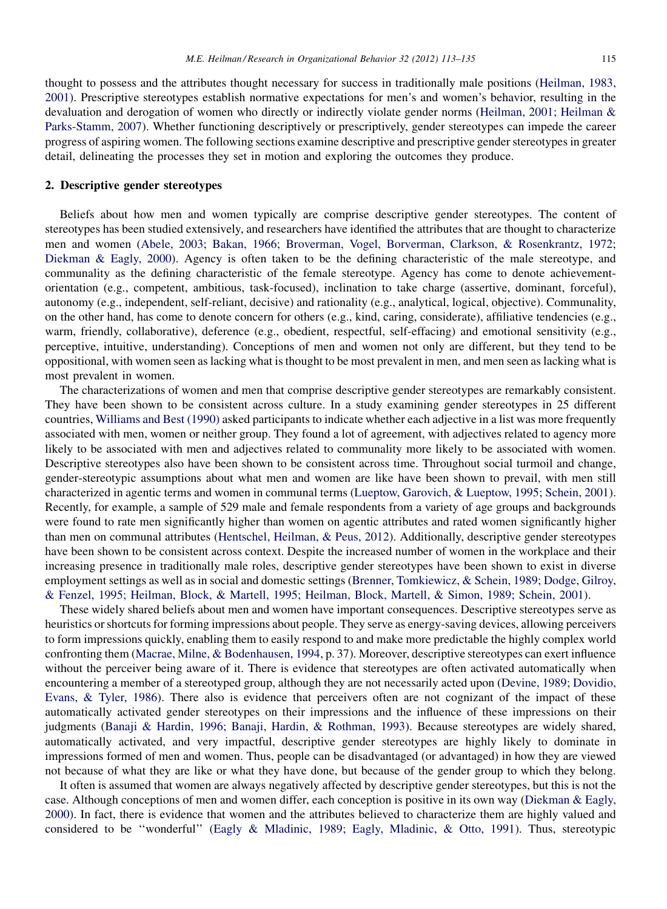thought to possess and the attributes thought necessary for success in traditionally male positions (Heilman, 1983, 2001). Prescriptive stereotypes establish normative expectations for men's and women's behavior, resulting in the devaluation and derogation of women who directly or indirectly violate gender norms (Heilman, 2001; Heilman & Parks-Stamm, 2007). Whether functioning descriptively or prescriptively, gender stereotypes can impede the career progress of aspiring women. The following sections examine descriptive and prescriptive gender stereotypes in greater detail, delineating the processes they set in motion and exploring the outcomes they produce.

## 2. Descriptive gender stereotypes

Beliefs about how men and women typically are comprise descriptive gender stereotypes. The content of stereotypes has been studied extensively, and researchers have identified the attributes that are thought to characterize men and women (Abele, 2003; Bakan, 1966; Broverman, Vogel, Borverman, Clarkson, & Rosenkrantz, 1972; Diekman & Eagly, 2000). Agency is often taken to be the defining characteristic of the male stereotype, and communality as the defining characteristic of the female stereotype. Agency has come to denote achievement-orientation (e.g., competent, ambitious, task-focused), inclination to take charge (assertive, dominant, forceful), autonomy (e.g., independent, self-reliant, decisive) and rationality (e.g., analytical, logical, objective). Communality, on the other hand, has come to denote concern for others (e.g., kind, caring, considerate), affiliative tendencies (e.g., warm, friendly, collaborative), deference (e.g., obedient, respectful, self-effacing) and emotional sensitivity (e.g., perceptive, intuitive, understanding). Conceptions of men and women not only are different, but they tend to be oppositional, with women seen as lacking what is thought to be most prevalent in men, and men seen as lacking what is most prevalent in women.

The characterizations of women and men that comprise descriptive gender stereotypes are remarkably consistent. They have been shown to be consistent across culture. In a study examining gender stereotypes in 25 different countries, Williams and Best (1990) asked participants to indicate whether each adjective in a list was more frequently associated with men, women or neither group. They found a lot of agreement, with adjectives related to agency more likely to be associated with men and adjectives related to communality more likely to be associated with women. Descriptive stereotypes also have been shown to be consistent across time. Throughout social turmoil and change, gender-stereotypic assumptions about what men and women are like have been shown to prevail, with men still characterized in agentic terms and women in communal terms (Lueptow, Garovich, & Lueptow, 1995; Schein, 2001). Recently, for example, a sample of 529 male and female respondents from a variety of age groups and backgrounds were found to rate men significantly higher than women on agentic attributes and rated women significantly higher than men on communal attributes (Hentschel, Heilman, & Peus, 2012). Additionally, descriptive gender stereotypes have been shown to be consistent across context. Despite the increased number of women in the workplace and their increasing presence in traditionally male roles, descriptive gender stereotypes have been shown to exist in diverse employment settings as well as in social and domestic settings (Brenner, Tomkiewicz, & Schein, 1989; Dodge, Gilroy, & Fenzel, 1995; Heilman, Block, & Martell, 1995; Heilman, Block, Martell, & Simon, 1989; Schein, 2001).

These widely shared beliefs about men and women have important consequences. Descriptive stereotypes serve as heuristics or shortcuts for forming impressions about people. They serve as energy-saving devices, allowing perceivers to form impressions quickly, enabling them to easily respond to and make more predictable the highly complex world confronting them (Macrae, Milne, & Bodenhausen, 1994, p. 37). Moreover, descriptive stereotypes can exert influence without the perceiver being aware of it. There is evidence that stereotypes are often activated automatically when encountering a member of a stereotyped group, although they are not necessarily acted upon (Devine, 1989; Dovidio, Evans, & Tyler, 1986). There also is evidence that perceivers often are not cognizant of the impact of these automatically activated gender stereotypes on their impressions and the influence of these impressions on their judgments (Banaji & Hardin, 1996; Banaji, Hardin, & Rothman, 1993). Because stereotypes are widely shared, automatically activated, and very impactful, descriptive gender stereotypes are highly likely to dominate in impressions formed of men and women. Thus, people can be disadvantaged (or advantaged) in how they are viewed not because of what they are like or what they have done, but because of the gender group to which they belong.

It often is assumed that women are always negatively affected by descriptive gender stereotypes, but this is not the case. Although conceptions of men and women differ, each conception is positive in its own way (Diekman & Eagly, 2000). In fact, there is evidence that women and the attributes believed to characterize them are highly valued and considered to be ''wonderful'' (Eagly & Mladinic, 1989; Eagly, Mladinic, & Otto, 1991). Thus, stereotypic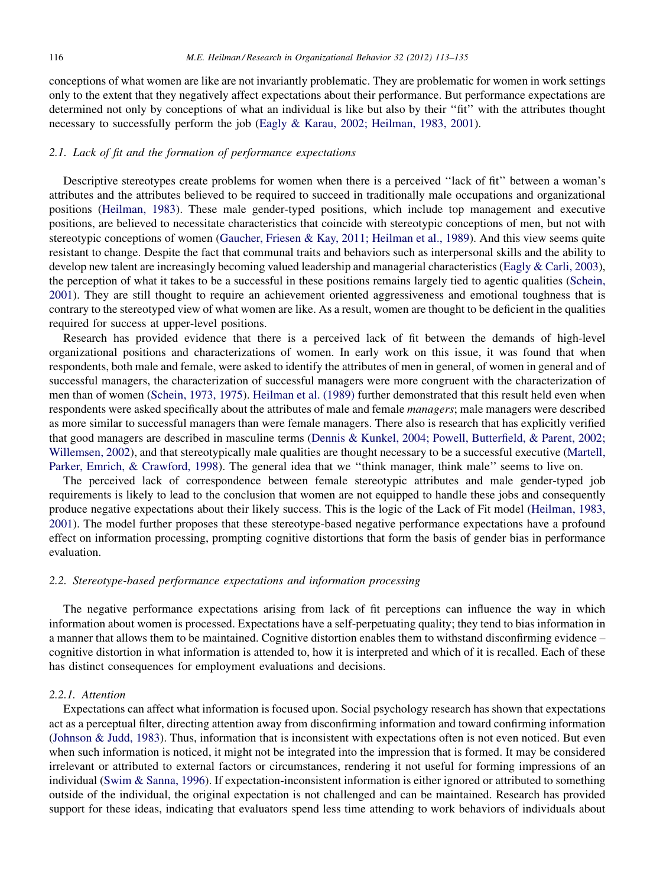conceptions of what women are like are not invariantly problematic. They are problematic for women in work settings only to the extent that they negatively affect expectations about their performance. But performance expectations are determined not only by conceptions of what an individual is like but also by their ''fit'' with the attributes thought necessary to successfully perform the job (Eagly & Karau, 2002; Heilman, 1983, 2001).

### 2.1. Lack of fit and the formation of performance expectations

Descriptive stereotypes create problems for women when there is a perceived ''lack of fit'' between a woman's attributes and the attributes believed to be required to succeed in traditionally male occupations and organizational positions (Heilman, 1983). These male gender-typed positions, which include top management and executive positions, are believed to necessitate characteristics that coincide with stereotypic conceptions of men, but not with stereotypic conceptions of women (Gaucher, Friesen & Kay, 2011; Heilman et al., 1989). And this view seems quite resistant to change. Despite the fact that communal traits and behaviors such as interpersonal skills and the ability to develop new talent are increasingly becoming valued leadership and managerial characteristics (Eagly & Carli, 2003), the perception of what it takes to be a successful in these positions remains largely tied to agentic qualities (Schein, 2001). They are still thought to require an achievement oriented aggressiveness and emotional toughness that is contrary to the stereotyped view of what women are like. As a result, women are thought to be deficient in the qualities required for success at upper-level positions.

Research has provided evidence that there is a perceived lack of fit between the demands of high-level organizational positions and characterizations of women. In early work on this issue, it was found that when respondents, both male and female, were asked to identify the attributes of men in general, of women in general and of successful managers, the characterization of successful managers were more congruent with the characterization of men than of women (Schein, 1973, 1975). Heilman et al. (1989) further demonstrated that this result held even when respondents were asked specifically about the attributes of male and female *managers*; male managers were described as more similar to successful managers than were female managers. There also is research that has explicitly verified that good managers are described in masculine terms (Dennis & Kunkel, 2004; Powell, Butterfield, & Parent, 2002; Willemsen, 2002), and that stereotypically male qualities are thought necessary to be a successful executive (Martell, Parker, Emrich, & Crawford, 1998). The general idea that we ''think manager, think male'' seems to live on.

The perceived lack of correspondence between female stereotypic attributes and male gender-typed job requirements is likely to lead to the conclusion that women are not equipped to handle these jobs and consequently produce negative expectations about their likely success. This is the logic of the Lack of Fit model (Heilman, 1983, 2001). The model further proposes that these stereotype-based negative performance expectations have a profound effect on information processing, prompting cognitive distortions that form the basis of gender bias in performance evaluation.

### 2.2. Stereotype-based performance expectations and information processing

The negative performance expectations arising from lack of fit perceptions can influence the way in which information about women is processed. Expectations have a self-perpetuating quality; they tend to bias information in a manner that allows them to be maintained. Cognitive distortion enables them to withstand disconfirming evidence – cognitive distortion in what information is attended to, how it is interpreted and which of it is recalled. Each of these has distinct consequences for employment evaluations and decisions.

#### 2.2.1. Attention

Expectations can affect what information is focused upon. Social psychology research has shown that expectations act as a perceptual filter, directing attention away from disconfirming information and toward confirming information (Johnson & Judd, 1983). Thus, information that is inconsistent with expectations often is not even noticed. But even when such information is noticed, it might not be integrated into the impression that is formed. It may be considered irrelevant or attributed to external factors or circumstances, rendering it not useful for forming impressions of an individual (Swim & Sanna, 1996). If expectation-inconsistent information is either ignored or attributed to something outside of the individual, the original expectation is not challenged and can be maintained. Research has provided support for these ideas, indicating that evaluators spend less time attending to work behaviors of individuals about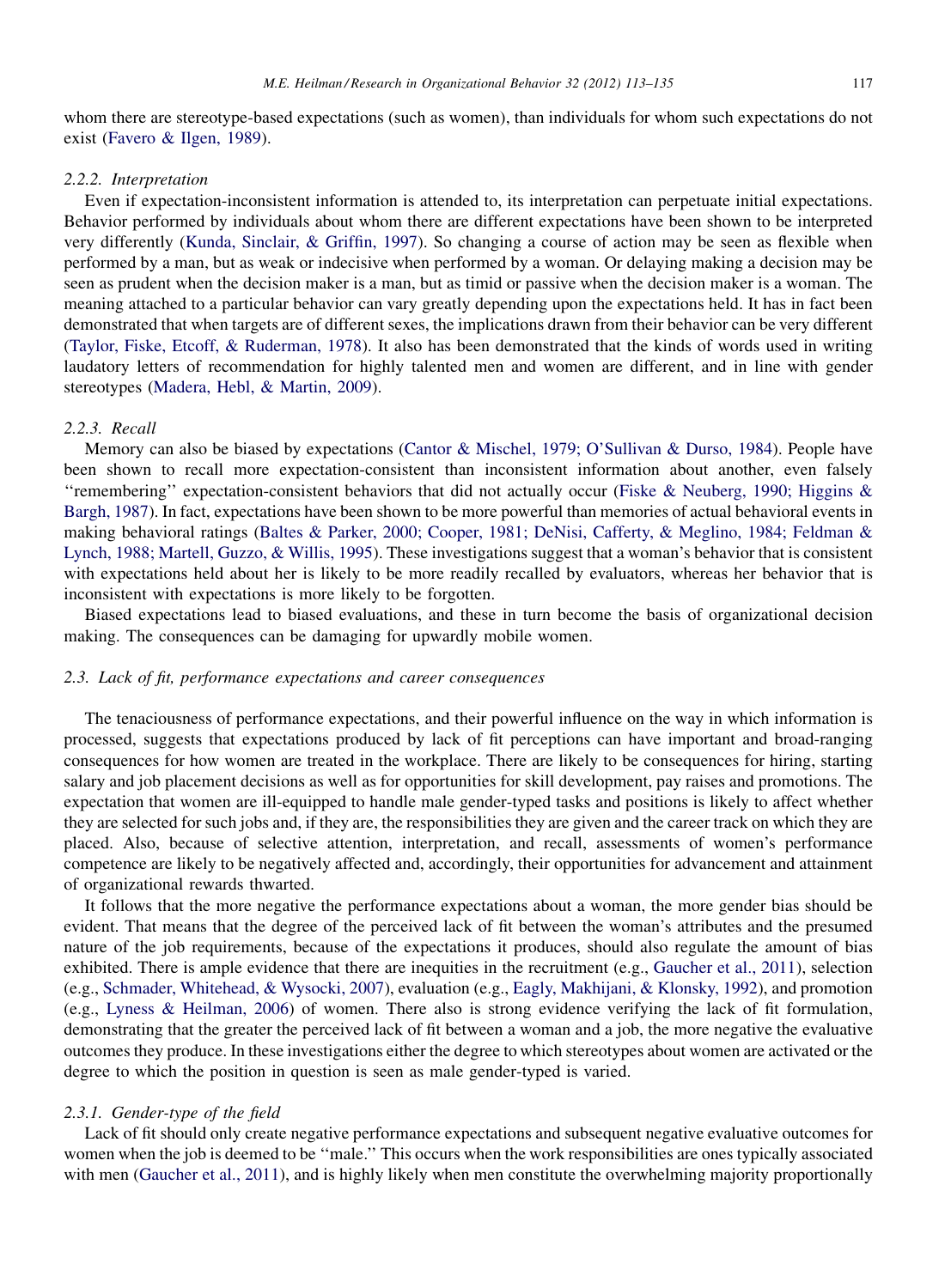whom there are stereotype-based expectations (such as women), than individuals for whom such expectations do not exist (Favero & Ilgen, 1989).

#### 2.2.2. Interpretation

Even if expectation-inconsistent information is attended to, its interpretation can perpetuate initial expectations. Behavior performed by individuals about whom there are different expectations have been shown to be interpreted very differently (Kunda, Sinclair, & Griffin, 1997). So changing a course of action may be seen as flexible when performed by a man, but as weak or indecisive when performed by a woman. Or delaying making a decision may be seen as prudent when the decision maker is a man, but as timid or passive when the decision maker is a woman. The meaning attached to a particular behavior can vary greatly depending upon the expectations held. It has in fact been demonstrated that when targets are of different sexes, the implications drawn from their behavior can be very different (Taylor, Fiske, Etcoff, & Ruderman, 1978). It also has been demonstrated that the kinds of words used in writing laudatory letters of recommendation for highly talented men and women are different, and in line with gender stereotypes (Madera, Hebl, & Martin, 2009).

#### 2.2.3. Recall

Memory can also be biased by expectations (Cantor & Mischel, 1979; O'Sullivan & Durso, 1984). People have been shown to recall more expectation-consistent than inconsistent information about another, even falsely "remembering" expectation-consistent behaviors that did not actually occur (Fiske & Neuberg, 1990; Higgins & Bargh, 1987). In fact, expectations have been shown to be more powerful than memories of actual behavioral events in making behavioral ratings (Baltes & Parker, 2000; Cooper, 1981; DeNisi, Cafferty, & Meglino, 1984; Feldman & Lynch, 1988; Martell, Guzzo, & Willis, 1995). These investigations suggest that a woman's behavior that is consistent with expectations held about her is likely to be more readily recalled by evaluators, whereas her behavior that is inconsistent with expectations is more likely to be forgotten.

Biased expectations lead to biased evaluations, and these in turn become the basis of organizational decision making. The consequences can be damaging for upwardly mobile women.

### 2.3. Lack of fit, performance expectations and career consequences

The tenaciousness of performance expectations, and their powerful influence on the way in which information is processed, suggests that expectations produced by lack of fit perceptions can have important and broad-ranging consequences for how women are treated in the workplace. There are likely to be consequences for hiring, starting salary and job placement decisions as well as for opportunities for skill development, pay raises and promotions. The expectation that women are ill-equipped to handle male gender-typed tasks and positions is likely to affect whether they are selected for such jobs and, if they are, the responsibilities they are given and the career track on which they are placed. Also, because of selective attention, interpretation, and recall, assessments of women's performance competence are likely to be negatively affected and, accordingly, their opportunities for advancement and attainment of organizational rewards thwarted.

It follows that the more negative the performance expectations about a woman, the more gender bias should be evident. That means that the degree of the perceived lack of fit between the woman's attributes and the presumed nature of the job requirements, because of the expectations it produces, should also regulate the amount of bias exhibited. There is ample evidence that there are inequities in the recruitment (e.g., Gaucher et al., 2011), selection (e.g., Schmader, Whitehead, & Wysocki, 2007), evaluation (e.g., Eagly, Makhijani, & Klonsky, 1992), and promotion (e.g., Lyness & Heilman, 2006) of women. There also is strong evidence verifying the lack of fit formulation, demonstrating that the greater the perceived lack of fit between a woman and a job, the more negative the evaluative outcomes they produce. In these investigations either the degree to which stereotypes about women are activated or the degree to which the position in question is seen as male gender-typed is varied.

#### 2.3.1. Gender-type of the field

Lack of fit should only create negative performance expectations and subsequent negative evaluative outcomes for women when the job is deemed to be "male." This occurs when the work responsibilities are ones typically associated with men (Gaucher et al., 2011), and is highly likely when men constitute the overwhelming majority proportionally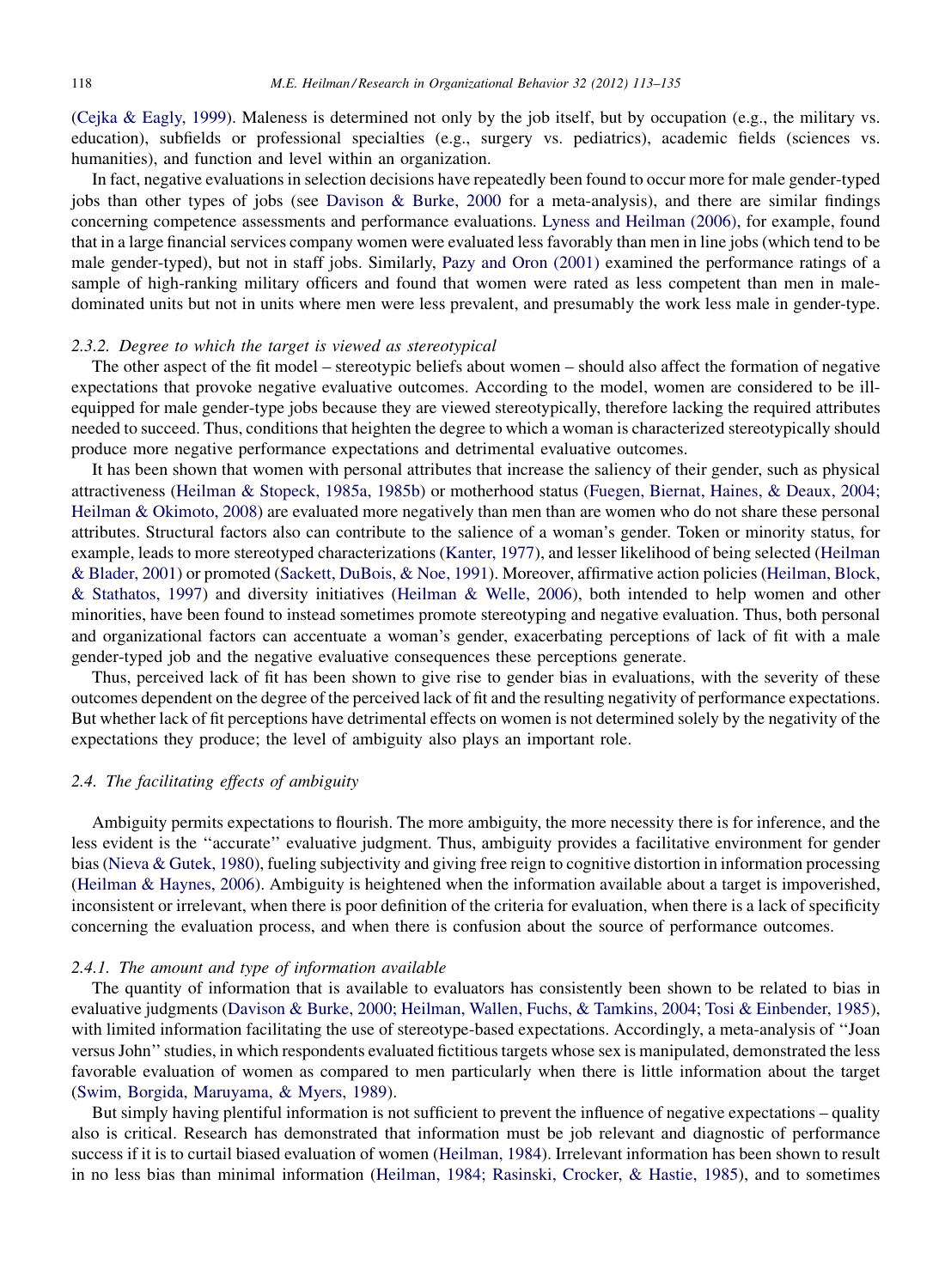(Cejka & Eagly, 1999). Maleness is determined not only by the job itself, but by occupation (e.g., the military vs. education), subfields or professional specialties (e.g., surgery vs. pediatrics), academic fields (sciences vs. humanities), and function and level within an organization.

In fact, negative evaluations in selection decisions have repeatedly been found to occur more for male gender-typed jobs than other types of jobs (see Davison & Burke, 2000 for a meta-analysis), and there are similar findings concerning competence assessments and performance evaluations. Lyness and Heilman (2006), for example, found that in a large financial services company women were evaluated less favorably than men in line jobs (which tend to be male gender-typed), but not in staff jobs. Similarly, Pazy and Oron (2001) examined the performance ratings of a sample of high-ranking military officers and found that women were rated as less competent than men in male-dominated units but not in units where men were less prevalent, and presumably the work less male in gender-type.

### *2.3.2. Degree to which the target is viewed as stereotypical*

The other aspect of the fit model – stereotypic beliefs about women – should also affect the formation of negative expectations that provoke negative evaluative outcomes. According to the model, women are considered to be ill-equipped for male gender-type jobs because they are viewed stereotypically, therefore lacking the required attributes needed to succeed. Thus, conditions that heighten the degree to which a woman is characterized stereotypically should produce more negative performance expectations and detrimental evaluative outcomes.

It has been shown that women with personal attributes that increase the saliency of their gender, such as physical attractiveness (Heilman & Stopeck, 1985a, 1985b) or motherhood status (Fuegen, Biernat, Haines, & Deaux, 2004; Heilman & Okimoto, 2008) are evaluated more negatively than men than are women who do not share these personal attributes. Structural factors also can contribute to the salience of a woman's gender. Token or minority status, for example, leads to more stereotyped characterizations (Kanter, 1977), and lesser likelihood of being selected (Heilman & Blader, 2001) or promoted (Sackett, DuBois, & Noe, 1991). Moreover, affirmative action policies (Heilman, Block, & Stathatos, 1997) and diversity initiatives (Heilman & Welle, 2006), both intended to help women and other minorities, have been found to instead sometimes promote stereotyping and negative evaluation. Thus, both personal and organizational factors can accentuate a woman's gender, exacerbating perceptions of lack of fit with a male gender-typed job and the negative evaluative consequences these perceptions generate.

Thus, perceived lack of fit has been shown to give rise to gender bias in evaluations, with the severity of these outcomes dependent on the degree of the perceived lack of fit and the resulting negativity of performance expectations. But whether lack of fit perceptions have detrimental effects on women is not determined solely by the negativity of the expectations they produce; the level of ambiguity also plays an important role.

## *2.4. The facilitating effects of ambiguity*

Ambiguity permits expectations to flourish. The more ambiguity, the more necessity there is for inference, and the less evident is the ''accurate'' evaluative judgment. Thus, ambiguity provides a facilitative environment for gender bias (Nieva & Gutek, 1980), fueling subjectivity and giving free reign to cognitive distortion in information processing (Heilman & Haynes, 2006). Ambiguity is heightened when the information available about a target is impoverished, inconsistent or irrelevant, when there is poor definition of the criteria for evaluation, when there is a lack of specificity concerning the evaluation process, and when there is confusion about the source of performance outcomes.

### *2.4.1. The amount and type of information available*

The quantity of information that is available to evaluators has consistently been shown to be related to bias in evaluative judgments (Davison & Burke, 2000; Heilman, Wallen, Fuchs, & Tamkins, 2004; Tosi & Einbender, 1985), with limited information facilitating the use of stereotype-based expectations. Accordingly, a meta-analysis of ''Joan versus John'' studies, in which respondents evaluated fictitious targets whose sex is manipulated, demonstrated the less favorable evaluation of women as compared to men particularly when there is little information about the target (Swim, Borgida, Maruyama, & Myers, 1989).

But simply having plentiful information is not sufficient to prevent the influence of negative expectations – quality also is critical. Research has demonstrated that information must be job relevant and diagnostic of performance success if it is to curtail biased evaluation of women (Heilman, 1984). Irrelevant information has been shown to result in no less bias than minimal information (Heilman, 1984; Rasinski, Crocker, & Hastie, 1985), and to sometimes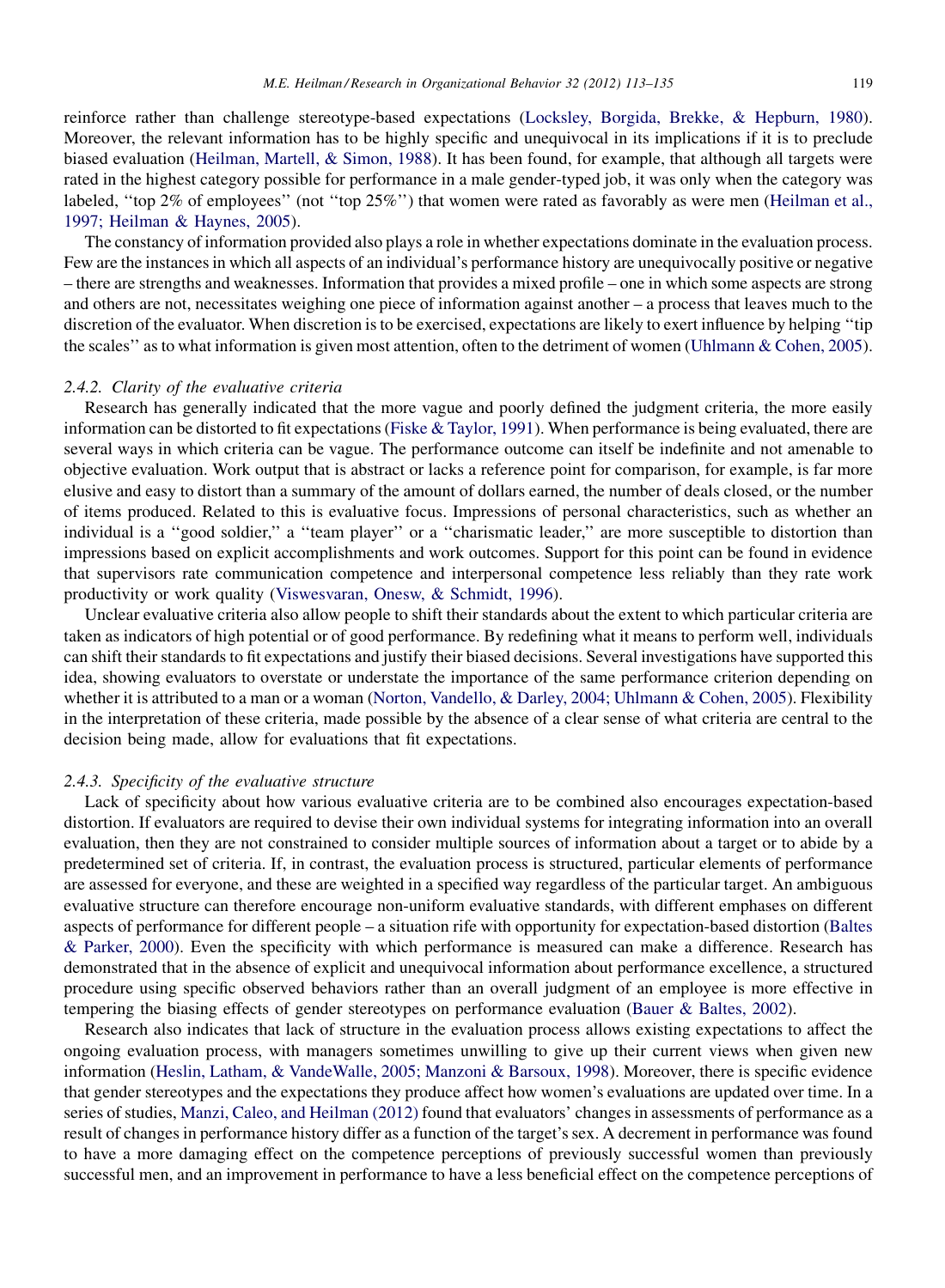reinforce rather than challenge stereotype-based expectations (Locksley, Borgida, Brekke, & Hepburn, 1980). Moreover, the relevant information has to be highly specific and unequivocal in its implications if it is to preclude biased evaluation (Heilman, Martell, & Simon, 1988). It has been found, for example, that although all targets were rated in the highest category possible for performance in a male gender-typed job, it was only when the category was labeled, ''top 2% of employees'' (not ''top 25%'') that women were rated as favorably as were men (Heilman et al., 1997; Heilman & Haynes, 2005).

The constancy of information provided also plays a role in whether expectations dominate in the evaluation process. Few are the instances in which all aspects of an individual's performance history are unequivocally positive or negative – there are strengths and weaknesses. Information that provides a mixed profile – one in which some aspects are strong and others are not, necessitates weighing one piece of information against another – a process that leaves much to the discretion of the evaluator. When discretion is to be exercised, expectations are likely to exert influence by helping ''tip the scales'' as to what information is given most attention, often to the detriment of women (Uhlmann & Cohen, 2005).

#### *2.4.2. Clarity of the evaluative criteria*

Research has generally indicated that the more vague and poorly defined the judgment criteria, the more easily information can be distorted to fit expectations (Fiske & Taylor, 1991). When performance is being evaluated, there are several ways in which criteria can be vague. The performance outcome can itself be indefinite and not amenable to objective evaluation. Work output that is abstract or lacks a reference point for comparison, for example, is far more elusive and easy to distort than a summary of the amount of dollars earned, the number of deals closed, or the number of items produced. Related to this is evaluative focus. Impressions of personal characteristics, such as whether an individual is a ''good soldier,'' a ''team player'' or a ''charismatic leader,'' are more susceptible to distortion than impressions based on explicit accomplishments and work outcomes. Support for this point can be found in evidence that supervisors rate communication competence and interpersonal competence less reliably than they rate work productivity or work quality (Viswesvaran, Onesw, & Schmidt, 1996).

Unclear evaluative criteria also allow people to shift their standards about the extent to which particular criteria are taken as indicators of high potential or of good performance. By redefining what it means to perform well, individuals can shift their standards to fit expectations and justify their biased decisions. Several investigations have supported this idea, showing evaluators to overstate or understate the importance of the same performance criterion depending on whether it is attributed to a man or a woman (Norton, Vandello, & Darley, 2004; Uhlmann & Cohen, 2005). Flexibility in the interpretation of these criteria, made possible by the absence of a clear sense of what criteria are central to the decision being made, allow for evaluations that fit expectations.

#### *2.4.3. Specificity of the evaluative structure*

Lack of specificity about how various evaluative criteria are to be combined also encourages expectation-based distortion. If evaluators are required to devise their own individual systems for integrating information into an overall evaluation, then they are not constrained to consider multiple sources of information about a target or to abide by a predetermined set of criteria. If, in contrast, the evaluation process is structured, particular elements of performance are assessed for everyone, and these are weighted in a specified way regardless of the particular target. An ambiguous evaluative structure can therefore encourage non-uniform evaluative standards, with different emphases on different aspects of performance for different people – a situation rife with opportunity for expectation-based distortion (Baltes & Parker, 2000). Even the specificity with which performance is measured can make a difference. Research has demonstrated that in the absence of explicit and unequivocal information about performance excellence, a structured procedure using specific observed behaviors rather than an overall judgment of an employee is more effective in tempering the biasing effects of gender stereotypes on performance evaluation (Bauer & Baltes, 2002).

Research also indicates that lack of structure in the evaluation process allows existing expectations to affect the ongoing evaluation process, with managers sometimes unwilling to give up their current views when given new information (Heslin, Latham, & VandeWalle, 2005; Manzoni & Barsoux, 1998). Moreover, there is specific evidence that gender stereotypes and the expectations they produce affect how women's evaluations are updated over time. In a series of studies, Manzi, Caleo, and Heilman (2012) found that evaluators' changes in assessments of performance as a result of changes in performance history differ as a function of the target's sex. A decrement in performance was found to have a more damaging effect on the competence perceptions of previously successful women than previously successful men, and an improvement in performance to have a less beneficial effect on the competence perceptions of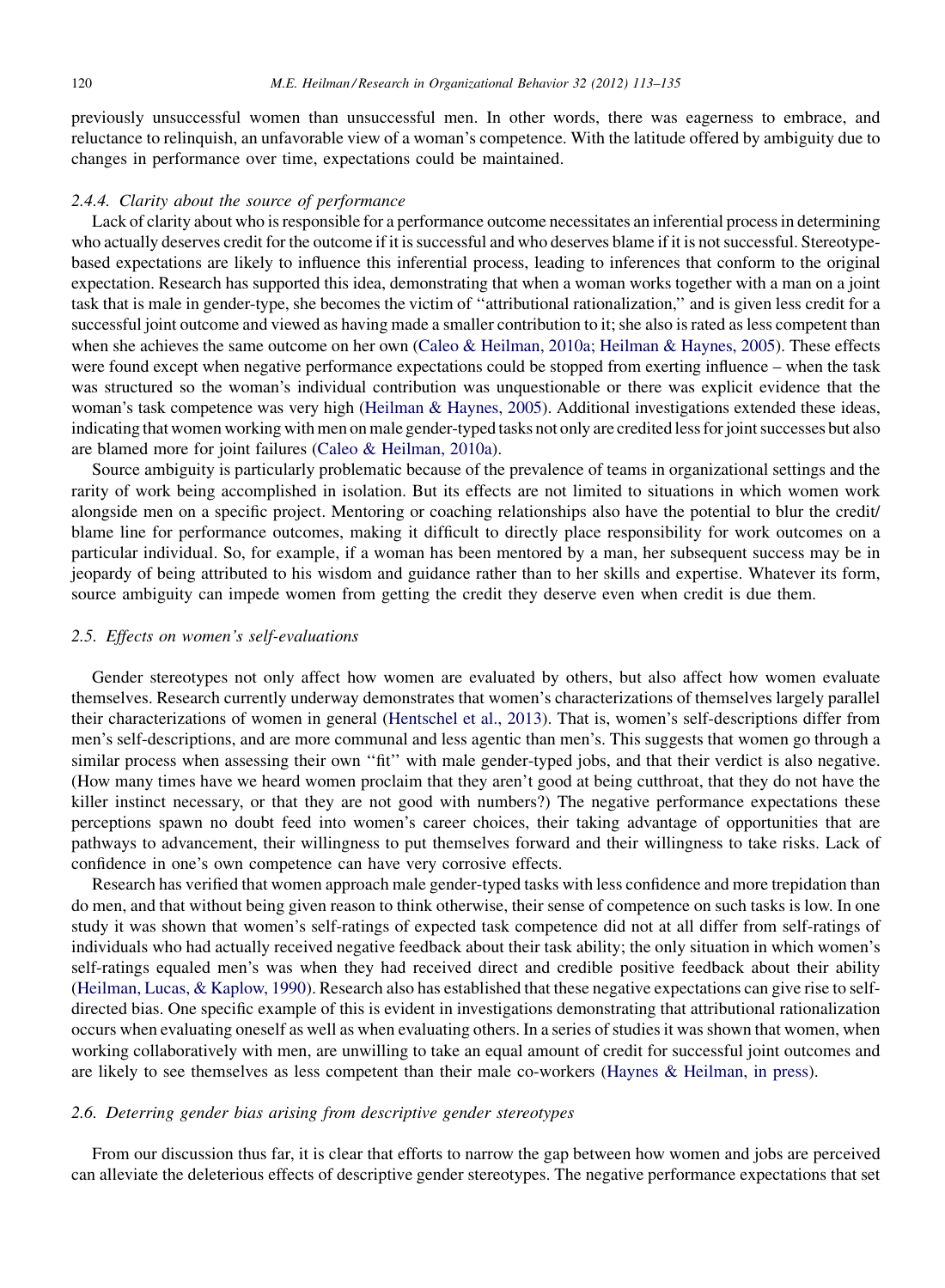previously unsuccessful women than unsuccessful men. In other words, there was eagerness to embrace, and reluctance to relinquish, an unfavorable view of a woman's competence. With the latitude offered by ambiguity due to changes in performance over time, expectations could be maintained.

### 2.4.4. Clarity about the source of performance

Lack of clarity about who is responsible for a performance outcome necessitates an inferential process in determining who actually deserves credit for the outcome if it is successful and who deserves blame if it is not successful. Stereotype-based expectations are likely to influence this inferential process, leading to inferences that conform to the original expectation. Research has supported this idea, demonstrating that when a woman works together with a man on a joint task that is male in gender-type, she becomes the victim of ''attributional rationalization,'' and is given less credit for a successful joint outcome and viewed as having made a smaller contribution to it; she also is rated as less competent than when she achieves the same outcome on her own (Caleo & Heilman, 2010a; Heilman & Haynes, 2005). These effects were found except when negative performance expectations could be stopped from exerting influence – when the task was structured so the woman's individual contribution was unquestionable or there was explicit evidence that the woman's task competence was very high (Heilman & Haynes, 2005). Additional investigations extended these ideas, indicating that women working with men on male gender-typed tasks not only are credited less for joint successes but also are blamed more for joint failures (Caleo & Heilman, 2010a).

Source ambiguity is particularly problematic because of the prevalence of teams in organizational settings and the rarity of work being accomplished in isolation. But its effects are not limited to situations in which women work alongside men on a specific project. Mentoring or coaching relationships also have the potential to blur the credit/blame line for performance outcomes, making it difficult to directly place responsibility for work outcomes on a particular individual. So, for example, if a woman has been mentored by a man, her subsequent success may be in jeopardy of being attributed to his wisdom and guidance rather than to her skills and expertise. Whatever its form, source ambiguity can impede women from getting the credit they deserve even when credit is due them.

## 2.5. Effects on women's self-evaluations

Gender stereotypes not only affect how women are evaluated by others, but also affect how women evaluate themselves. Research currently underway demonstrates that women's characterizations of themselves largely parallel their characterizations of women in general (Hentschel et al., 2013). That is, women's self-descriptions differ from men's self-descriptions, and are more communal and less agentic than men's. This suggests that women go through a similar process when assessing their own ''fit'' with male gender-typed jobs, and that their verdict is also negative. (How many times have we heard women proclaim that they aren't good at being cutthroat, that they do not have the killer instinct necessary, or that they are not good with numbers?) The negative performance expectations these perceptions spawn no doubt feed into women's career choices, their taking advantage of opportunities that are pathways to advancement, their willingness to put themselves forward and their willingness to take risks. Lack of confidence in one's own competence can have very corrosive effects.

Research has verified that women approach male gender-typed tasks with less confidence and more trepidation than do men, and that without being given reason to think otherwise, their sense of competence on such tasks is low. In one study it was shown that women's self-ratings of expected task competence did not at all differ from self-ratings of individuals who had actually received negative feedback about their task ability; the only situation in which women's self-ratings equaled men's was when they had received direct and credible positive feedback about their ability (Heilman, Lucas, & Kaplow, 1990). Research also has established that these negative expectations can give rise to self-directed bias. One specific example of this is evident in investigations demonstrating that attributional rationalization occurs when evaluating oneself as well as when evaluating others. In a series of studies it was shown that women, when working collaboratively with men, are unwilling to take an equal amount of credit for successful joint outcomes and are likely to see themselves as less competent than their male co-workers (Haynes & Heilman, in press).

## 2.6. Deterring gender bias arising from descriptive gender stereotypes

From our discussion thus far, it is clear that efforts to narrow the gap between how women and jobs are perceived can alleviate the deleterious effects of descriptive gender stereotypes. The negative performance expectations that set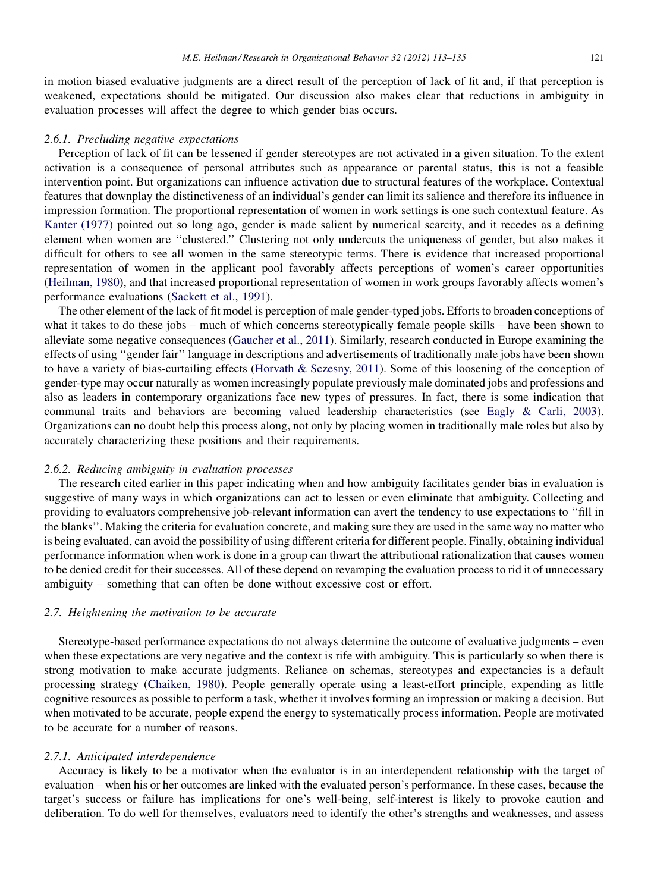in motion biased evaluative judgments are a direct result of the perception of lack of fit and, if that perception is weakened, expectations should be mitigated. Our discussion also makes clear that reductions in ambiguity in evaluation processes will affect the degree to which gender bias occurs.

#### 2.6.1. Precluding negative expectations

Perception of lack of fit can be lessened if gender stereotypes are not activated in a given situation. To the extent activation is a consequence of personal attributes such as appearance or parental status, this is not a feasible intervention point. But organizations can influence activation due to structural features of the workplace. Contextual features that downplay the distinctiveness of an individual's gender can limit its salience and therefore its influence in impression formation. The proportional representation of women in work settings is one such contextual feature. As Kanter (1977) pointed out so long ago, gender is made salient by numerical scarcity, and it recedes as a defining element when women are ''clustered.'' Clustering not only undercuts the uniqueness of gender, but also makes it difficult for others to see all women in the same stereotypic terms. There is evidence that increased proportional representation of women in the applicant pool favorably affects perceptions of women's career opportunities (Heilman, 1980), and that increased proportional representation of women in work groups favorably affects women's performance evaluations (Sackett et al., 1991).

The other element of the lack of fit model is perception of male gender-typed jobs. Efforts to broaden conceptions of what it takes to do these jobs – much of which concerns stereotypically female people skills – have been shown to alleviate some negative consequences (Gaucher et al., 2011). Similarly, research conducted in Europe examining the effects of using ''gender fair'' language in descriptions and advertisements of traditionally male jobs have been shown to have a variety of bias-curtailing effects (Horvath & Sczesny, 2011). Some of this loosening of the conception of gender-type may occur naturally as women increasingly populate previously male dominated jobs and professions and also as leaders in contemporary organizations face new types of pressures. In fact, there is some indication that communal traits and behaviors are becoming valued leadership characteristics (see Eagly & Carli, 2003). Organizations can no doubt help this process along, not only by placing women in traditionally male roles but also by accurately characterizing these positions and their requirements.

#### 2.6.2. Reducing ambiguity in evaluation processes

The research cited earlier in this paper indicating when and how ambiguity facilitates gender bias in evaluation is suggestive of many ways in which organizations can act to lessen or even eliminate that ambiguity. Collecting and providing to evaluators comprehensive job-relevant information can avert the tendency to use expectations to ''fill in the blanks''. Making the criteria for evaluation concrete, and making sure they are used in the same way no matter who is being evaluated, can avoid the possibility of using different criteria for different people. Finally, obtaining individual performance information when work is done in a group can thwart the attributional rationalization that causes women to be denied credit for their successes. All of these depend on revamping the evaluation process to rid it of unnecessary ambiguity – something that can often be done without excessive cost or effort.

### 2.7. Heightening the motivation to be accurate

Stereotype-based performance expectations do not always determine the outcome of evaluative judgments – even when these expectations are very negative and the context is rife with ambiguity. This is particularly so when there is strong motivation to make accurate judgments. Reliance on schemas, stereotypes and expectancies is a default processing strategy (Chaiken, 1980). People generally operate using a least-effort principle, expending as little cognitive resources as possible to perform a task, whether it involves forming an impression or making a decision. But when motivated to be accurate, people expend the energy to systematically process information. People are motivated to be accurate for a number of reasons.

#### 2.7.1. Anticipated interdependence

Accuracy is likely to be a motivator when the evaluator is in an interdependent relationship with the target of evaluation – when his or her outcomes are linked with the evaluated person's performance. In these cases, because the target's success or failure has implications for one's well-being, self-interest is likely to provoke caution and deliberation. To do well for themselves, evaluators need to identify the other's strengths and weaknesses, and assess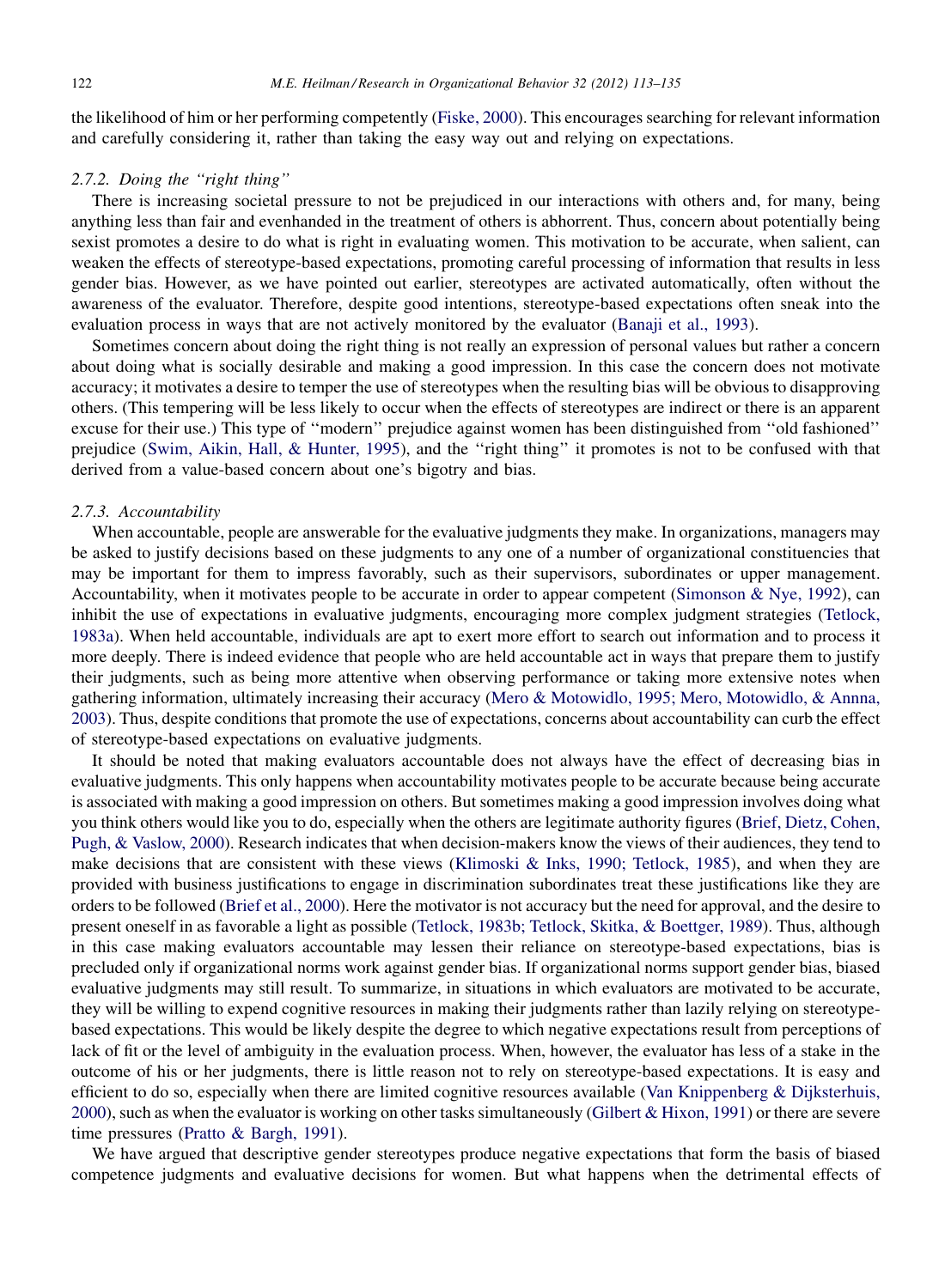the likelihood of him or her performing competently (Fiske, 2000). This encourages searching for relevant information and carefully considering it, rather than taking the easy way out and relying on expectations.

#### 2.7.2. Doing the ''right thing''

There is increasing societal pressure to not be prejudiced in our interactions with others and, for many, being anything less than fair and evenhanded in the treatment of others is abhorrent. Thus, concern about potentially being sexist promotes a desire to do what is right in evaluating women. This motivation to be accurate, when salient, can weaken the effects of stereotype-based expectations, promoting careful processing of information that results in less gender bias. However, as we have pointed out earlier, stereotypes are activated automatically, often without the awareness of the evaluator. Therefore, despite good intentions, stereotype-based expectations often sneak into the evaluation process in ways that are not actively monitored by the evaluator (Banaji et al., 1993).

Sometimes concern about doing the right thing is not really an expression of personal values but rather a concern about doing what is socially desirable and making a good impression. In this case the concern does not motivate accuracy; it motivates a desire to temper the use of stereotypes when the resulting bias will be obvious to disapproving others. (This tempering will be less likely to occur when the effects of stereotypes are indirect or there is an apparent excuse for their use.) This type of ''modern'' prejudice against women has been distinguished from ''old fashioned'' prejudice (Swim, Aikin, Hall, & Hunter, 1995), and the ''right thing'' it promotes is not to be confused with that derived from a value-based concern about one's bigotry and bias.

#### 2.7.3. Accountability

When accountable, people are answerable for the evaluative judgments they make. In organizations, managers may be asked to justify decisions based on these judgments to any one of a number of organizational constituencies that may be important for them to impress favorably, such as their supervisors, subordinates or upper management. Accountability, when it motivates people to be accurate in order to appear competent (Simonson & Nye, 1992), can inhibit the use of expectations in evaluative judgments, encouraging more complex judgment strategies (Tetlock, 1983a). When held accountable, individuals are apt to exert more effort to search out information and to process it more deeply. There is indeed evidence that people who are held accountable act in ways that prepare them to justify their judgments, such as being more attentive when observing performance or taking more extensive notes when gathering information, ultimately increasing their accuracy (Mero & Motowidlo, 1995; Mero, Motowidlo, & Annna, 2003). Thus, despite conditions that promote the use of expectations, concerns about accountability can curb the effect of stereotype-based expectations on evaluative judgments.

It should be noted that making evaluators accountable does not always have the effect of decreasing bias in evaluative judgments. This only happens when accountability motivates people to be accurate because being accurate is associated with making a good impression on others. But sometimes making a good impression involves doing what you think others would like you to do, especially when the others are legitimate authority figures (Brief, Dietz, Cohen, Pugh, & Vaslow, 2000). Research indicates that when decision-makers know the views of their audiences, they tend to make decisions that are consistent with these views (Klimoski & Inks, 1990; Tetlock, 1985), and when they are provided with business justifications to engage in discrimination subordinates treat these justifications like they are orders to be followed (Brief et al., 2000). Here the motivator is not accuracy but the need for approval, and the desire to present oneself in as favorable a light as possible (Tetlock, 1983b; Tetlock, Skitka, & Boettger, 1989). Thus, although in this case making evaluators accountable may lessen their reliance on stereotype-based expectations, bias is precluded only if organizational norms work against gender bias. If organizational norms support gender bias, biased evaluative judgments may still result. To summarize, in situations in which evaluators are motivated to be accurate, they will be willing to expend cognitive resources in making their judgments rather than lazily relying on stereotype-based expectations. This would be likely despite the degree to which negative expectations result from perceptions of lack of fit or the level of ambiguity in the evaluation process. When, however, the evaluator has less of a stake in the outcome of his or her judgments, there is little reason not to rely on stereotype-based expectations. It is easy and efficient to do so, especially when there are limited cognitive resources available (Van Knippenberg & Dijksterhuis, 2000), such as when the evaluator is working on other tasks simultaneously (Gilbert & Hixon, 1991) or there are severe time pressures (Pratto & Bargh, 1991).

We have argued that descriptive gender stereotypes produce negative expectations that form the basis of biased competence judgments and evaluative decisions for women. But what happens when the detrimental effects of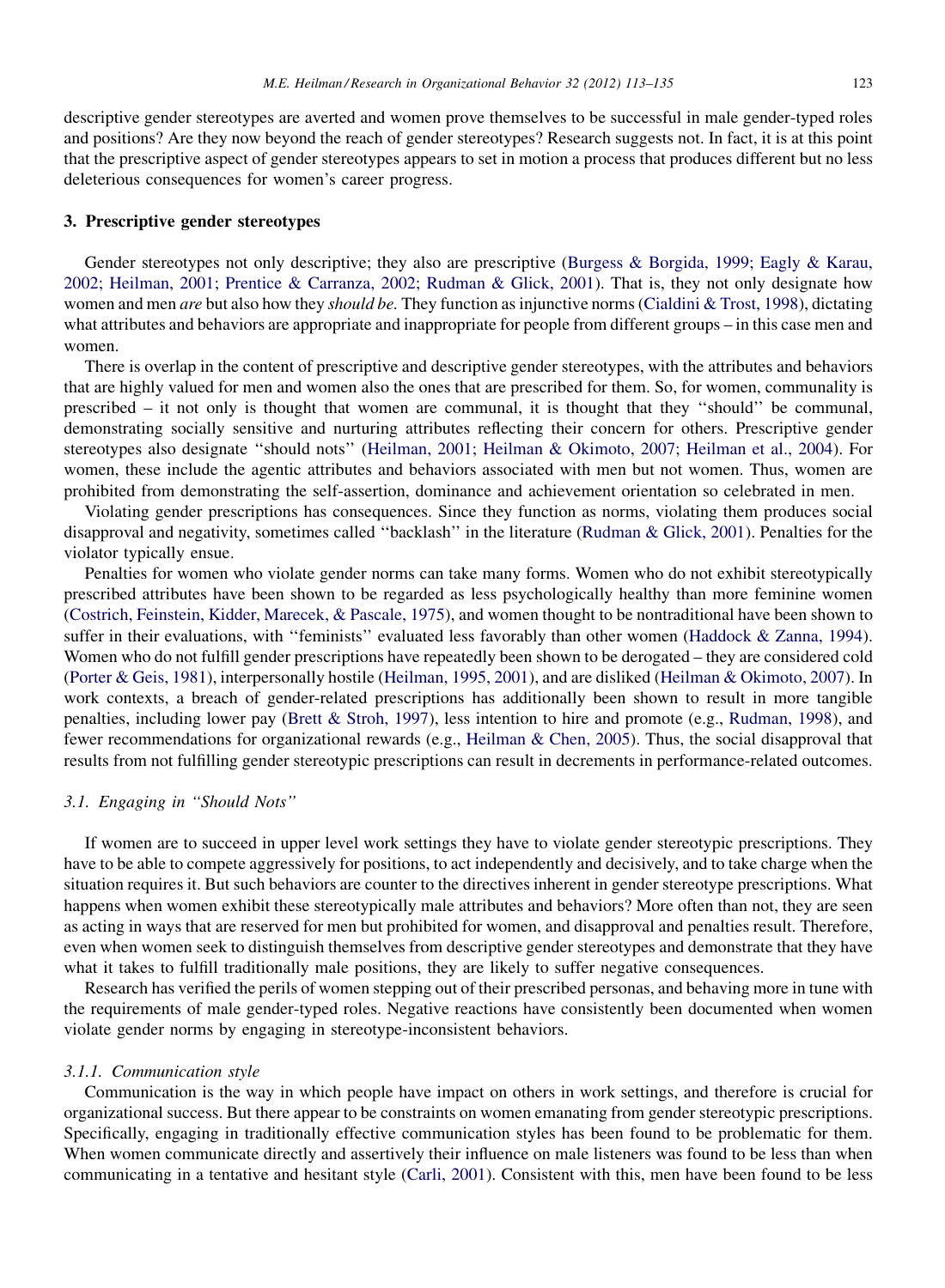descriptive gender stereotypes are averted and women prove themselves to be successful in male gender-typed roles and positions? Are they now beyond the reach of gender stereotypes? Research suggests not. In fact, it is at this point that the prescriptive aspect of gender stereotypes appears to set in motion a process that produces different but no less deleterious consequences for women's career progress.

## 3. Prescriptive gender stereotypes

Gender stereotypes not only descriptive; they also are prescriptive (Burgess & Borgida, 1999; Eagly & Karau, 2002; Heilman, 2001; Prentice & Carranza, 2002; Rudman & Glick, 2001). That is, they not only designate how women and men *are* but also how they *should be*. They function as injunctive norms (Cialdini & Trost, 1998), dictating what attributes and behaviors are appropriate and inappropriate for people from different groups – in this case men and women.

There is overlap in the content of prescriptive and descriptive gender stereotypes, with the attributes and behaviors that are highly valued for men and women also the ones that are prescribed for them. So, for women, communality is prescribed – it not only is thought that women are communal, it is thought that they ''should'' be communal, demonstrating socially sensitive and nurturing attributes reflecting their concern for others. Prescriptive gender stereotypes also designate ''should nots'' (Heilman, 2001; Heilman & Okimoto, 2007; Heilman et al., 2004). For women, these include the agentic attributes and behaviors associated with men but not women. Thus, women are prohibited from demonstrating the self-assertion, dominance and achievement orientation so celebrated in men.

Violating gender prescriptions has consequences. Since they function as norms, violating them produces social disapproval and negativity, sometimes called ''backlash'' in the literature (Rudman & Glick, 2001). Penalties for the violator typically ensue.

Penalties for women who violate gender norms can take many forms. Women who do not exhibit stereotypically prescribed attributes have been shown to be regarded as less psychologically healthy than more feminine women (Costrich, Feinstein, Kidder, Marecek, & Pascale, 1975), and women thought to be nontraditional have been shown to suffer in their evaluations, with ''feminists'' evaluated less favorably than other women (Haddock & Zanna, 1994). Women who do not fulfill gender prescriptions have repeatedly been shown to be derogated – they are considered cold (Porter & Geis, 1981), interpersonally hostile (Heilman, 1995, 2001), and are disliked (Heilman & Okimoto, 2007). In work contexts, a breach of gender-related prescriptions has additionally been shown to result in more tangible penalties, including lower pay (Brett & Stroh, 1997), less intention to hire and promote (e.g., Rudman, 1998), and fewer recommendations for organizational rewards (e.g., Heilman & Chen, 2005). Thus, the social disapproval that results from not fulfilling gender stereotypic prescriptions can result in decrements in performance-related outcomes.

### *3.1. Engaging in ''Should Nots''*

If women are to succeed in upper level work settings they have to violate gender stereotypic prescriptions. They have to be able to compete aggressively for positions, to act independently and decisively, and to take charge when the situation requires it. But such behaviors are counter to the directives inherent in gender stereotype prescriptions. What happens when women exhibit these stereotypically male attributes and behaviors? More often than not, they are seen as acting in ways that are reserved for men but prohibited for women, and disapproval and penalties result. Therefore, even when women seek to distinguish themselves from descriptive gender stereotypes and demonstrate that they have what it takes to fulfill traditionally male positions, they are likely to suffer negative consequences.

Research has verified the perils of women stepping out of their prescribed personas, and behaving more in tune with the requirements of male gender-typed roles. Negative reactions have consistently been documented when women violate gender norms by engaging in stereotype-inconsistent behaviors.

#### *3.1.1. Communication style*

Communication is the way in which people have impact on others in work settings, and therefore is crucial for organizational success. But there appear to be constraints on women emanating from gender stereotypic prescriptions. Specifically, engaging in traditionally effective communication styles has been found to be problematic for them. When women communicate directly and assertively their influence on male listeners was found to be less than when communicating in a tentative and hesitant style (Carli, 2001). Consistent with this, men have been found to be less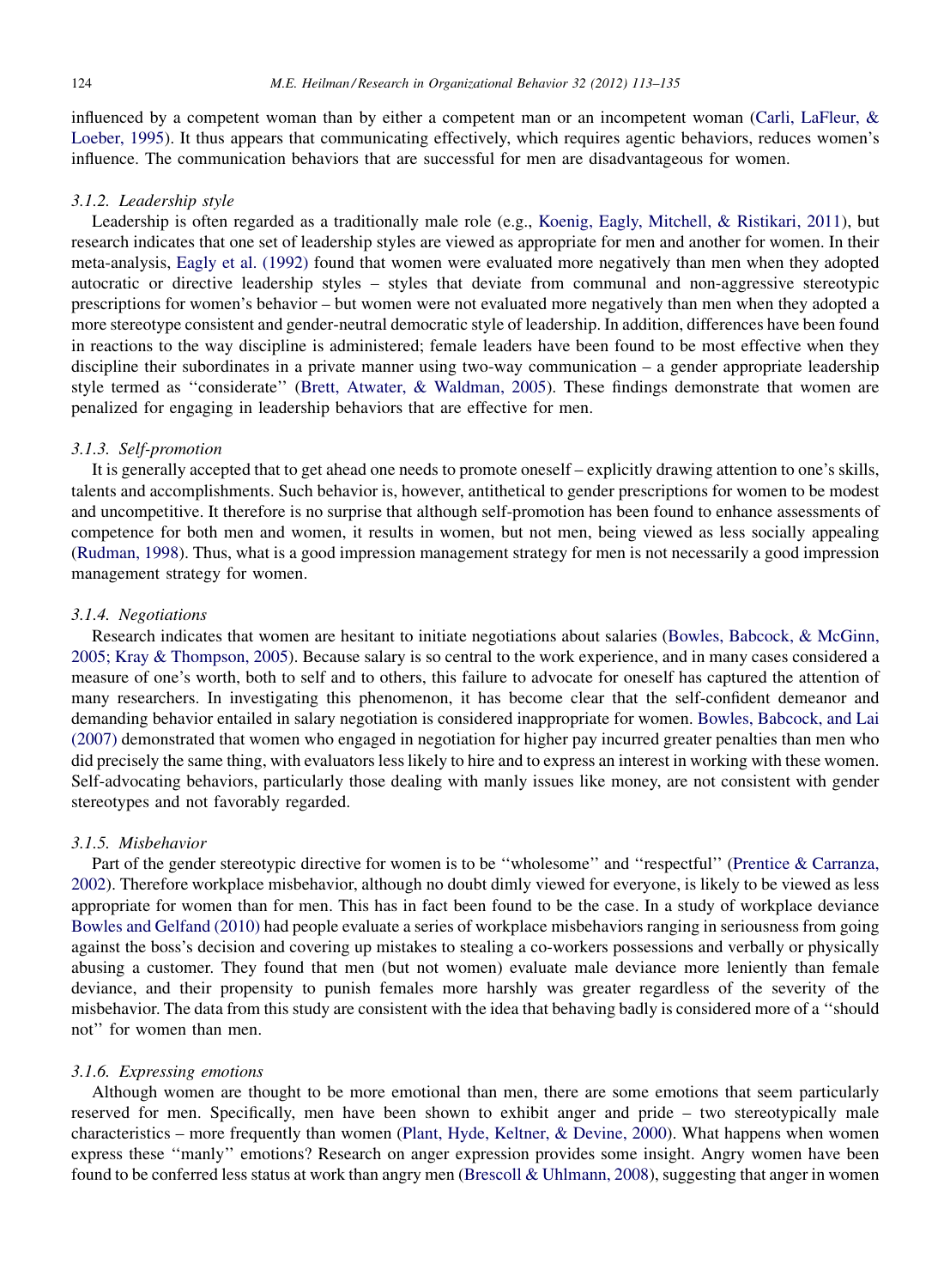influenced by a competent woman than by either a competent man or an incompetent woman (Carli, LaFleur, & Loeber, 1995). It thus appears that communicating effectively, which requires agentic behaviors, reduces women's influence. The communication behaviors that are successful for men are disadvantageous for women.

#### 3.1.2. Leadership style

Leadership is often regarded as a traditionally male role (e.g., Koenig, Eagly, Mitchell, & Ristikari, 2011), but research indicates that one set of leadership styles are viewed as appropriate for men and another for women. In their meta-analysis, Eagly et al. (1992) found that women were evaluated more negatively than men when they adopted autocratic or directive leadership styles – styles that deviate from communal and non-aggressive stereotypic prescriptions for women's behavior – but women were not evaluated more negatively than men when they adopted a more stereotype consistent and gender-neutral democratic style of leadership. In addition, differences have been found in reactions to the way discipline is administered; female leaders have been found to be most effective when they discipline their subordinates in a private manner using two-way communication – a gender appropriate leadership style termed as ''considerate'' (Brett, Atwater, & Waldman, 2005). These findings demonstrate that women are penalized for engaging in leadership behaviors that are effective for men.

#### 3.1.3. Self-promotion

It is generally accepted that to get ahead one needs to promote oneself – explicitly drawing attention to one's skills, talents and accomplishments. Such behavior is, however, antithetical to gender prescriptions for women to be modest and uncompetitive. It therefore is no surprise that although self-promotion has been found to enhance assessments of competence for both men and women, it results in women, but not men, being viewed as less socially appealing (Rudman, 1998). Thus, what is a good impression management strategy for men is not necessarily a good impression management strategy for women.

#### 3.1.4. Negotiations

Research indicates that women are hesitant to initiate negotiations about salaries (Bowles, Babcock, & McGinn, 2005; Kray & Thompson, 2005). Because salary is so central to the work experience, and in many cases considered a measure of one's worth, both to self and to others, this failure to advocate for oneself has captured the attention of many researchers. In investigating this phenomenon, it has become clear that the self-confident demeanor and demanding behavior entailed in salary negotiation is considered inappropriate for women. Bowles, Babcock, and Lai (2007) demonstrated that women who engaged in negotiation for higher pay incurred greater penalties than men who did precisely the same thing, with evaluators less likely to hire and to express an interest in working with these women. Self-advocating behaviors, particularly those dealing with manly issues like money, are not consistent with gender stereotypes and not favorably regarded.

#### 3.1.5. Misbehavior

Part of the gender stereotypic directive for women is to be ''wholesome'' and ''respectful'' (Prentice & Carranza, 2002). Therefore workplace misbehavior, although no doubt dimly viewed for everyone, is likely to be viewed as less appropriate for women than for men. This has in fact been found to be the case. In a study of workplace deviance Bowles and Gelfand (2010) had people evaluate a series of workplace misbehaviors ranging in seriousness from going against the boss's decision and covering up mistakes to stealing a co-workers possessions and verbally or physically abusing a customer. They found that men (but not women) evaluate male deviance more leniently than female deviance, and their propensity to punish females more harshly was greater regardless of the severity of the misbehavior. The data from this study are consistent with the idea that behaving badly is considered more of a ''should not'' for women than men.

#### 3.1.6. Expressing emotions

Although women are thought to be more emotional than men, there are some emotions that seem particularly reserved for men. Specifically, men have been shown to exhibit anger and pride – two stereotypically male characteristics – more frequently than women (Plant, Hyde, Keltner, & Devine, 2000). What happens when women express these ''manly'' emotions? Research on anger expression provides some insight. Angry women have been found to be conferred less status at work than angry men (Brescoll & Uhlmann, 2008), suggesting that anger in women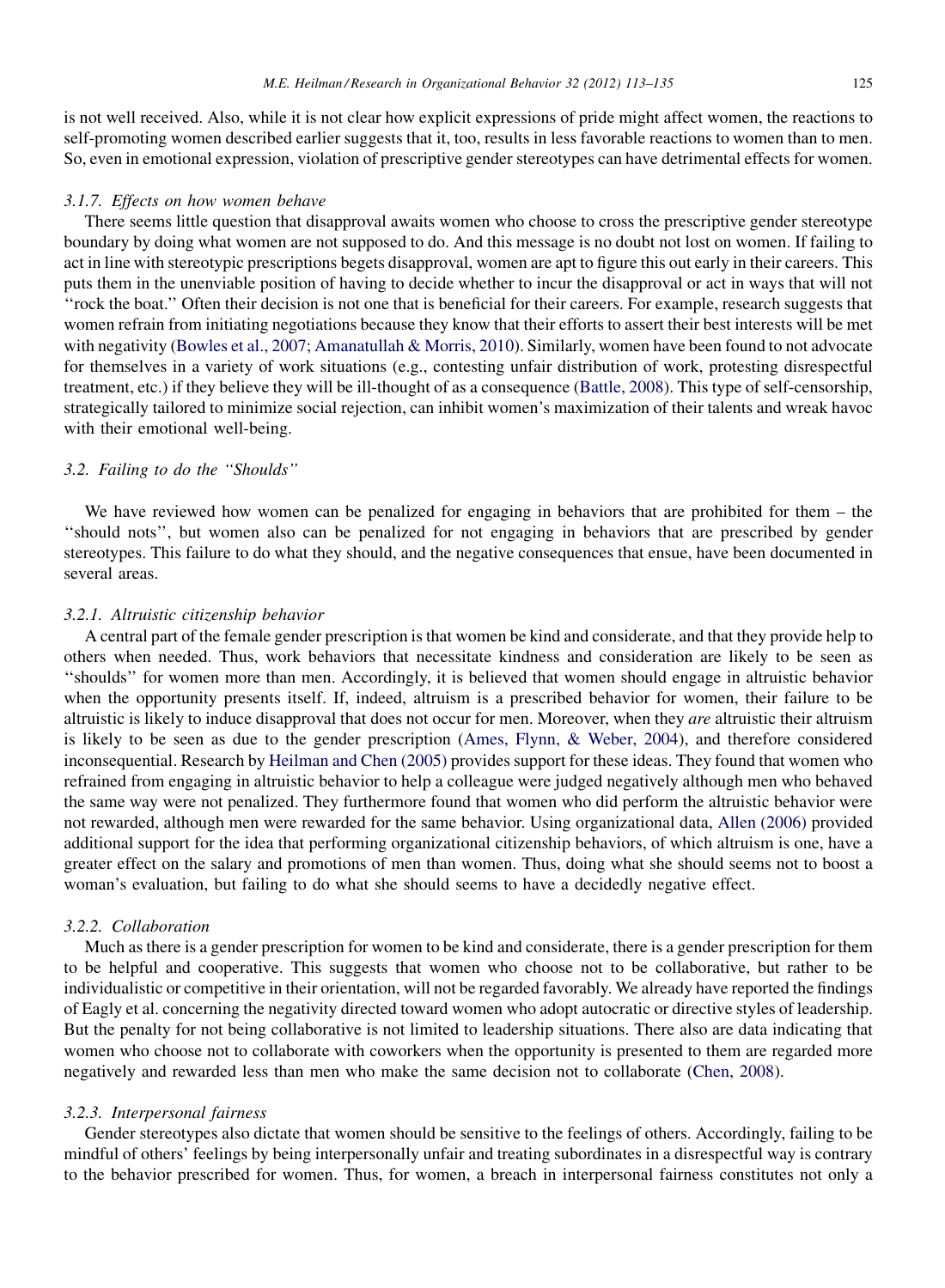is not well received. Also, while it is not clear how explicit expressions of pride might affect women, the reactions to self-promoting women described earlier suggests that it, too, results in less favorable reactions to women than to men. So, even in emotional expression, violation of prescriptive gender stereotypes can have detrimental effects for women.

#### 3.1.7. Effects on how women behave

There seems little question that disapproval awaits women who choose to cross the prescriptive gender stereotype boundary by doing what women are not supposed to do. And this message is no doubt not lost on women. If failing to act in line with stereotypic prescriptions begets disapproval, women are apt to figure this out early in their careers. This puts them in the unenviable position of having to decide whether to incur the disapproval or act in ways that will not ''rock the boat.'' Often their decision is not one that is beneficial for their careers. For example, research suggests that women refrain from initiating negotiations because they know that their efforts to assert their best interests will be met with negativity (Bowles et al., 2007; Amanatullah & Morris, 2010). Similarly, women have been found to not advocate for themselves in a variety of work situations (e.g., contesting unfair distribution of work, protesting disrespectful treatment, etc.) if they believe they will be ill-thought of as a consequence (Battle, 2008). This type of self-censorship, strategically tailored to minimize social rejection, can inhibit women's maximization of their talents and wreak havoc with their emotional well-being.

### 3.2. Failing to do the ''Shoulds''

We have reviewed how women can be penalized for engaging in behaviors that are prohibited for them – the ''should nots'', but women also can be penalized for not engaging in behaviors that are prescribed by gender stereotypes. This failure to do what they should, and the negative consequences that ensue, have been documented in several areas.

#### 3.2.1. Altruistic citizenship behavior

A central part of the female gender prescription is that women be kind and considerate, and that they provide help to others when needed. Thus, work behaviors that necessitate kindness and consideration are likely to be seen as ''shoulds'' for women more than men. Accordingly, it is believed that women should engage in altruistic behavior when the opportunity presents itself. If, indeed, altruism is a prescribed behavior for women, their failure to be altruistic is likely to induce disapproval that does not occur for men. Moreover, when they *are* altruistic their altruism is likely to be seen as due to the gender prescription (Ames, Flynn, & Weber, 2004), and therefore considered inconsequential. Research by Heilman and Chen (2005) provides support for these ideas. They found that women who refrained from engaging in altruistic behavior to help a colleague were judged negatively although men who behaved the same way were not penalized. They furthermore found that women who did perform the altruistic behavior were not rewarded, although men were rewarded for the same behavior. Using organizational data, Allen (2006) provided additional support for the idea that performing organizational citizenship behaviors, of which altruism is one, have a greater effect on the salary and promotions of men than women. Thus, doing what she should seems not to boost a woman's evaluation, but failing to do what she should seems to have a decidedly negative effect.

#### 3.2.2. Collaboration

Much as there is a gender prescription for women to be kind and considerate, there is a gender prescription for them to be helpful and cooperative. This suggests that women who choose not to be collaborative, but rather to be individualistic or competitive in their orientation, will not be regarded favorably. We already have reported the findings of Eagly et al. concerning the negativity directed toward women who adopt autocratic or directive styles of leadership. But the penalty for not being collaborative is not limited to leadership situations. There also are data indicating that women who choose not to collaborate with coworkers when the opportunity is presented to them are regarded more negatively and rewarded less than men who make the same decision not to collaborate (Chen, 2008).

#### 3.2.3. Interpersonal fairness

Gender stereotypes also dictate that women should be sensitive to the feelings of others. Accordingly, failing to be mindful of others' feelings by being interpersonally unfair and treating subordinates in a disrespectful way is contrary to the behavior prescribed for women. Thus, for women, a breach in interpersonal fairness constitutes not only a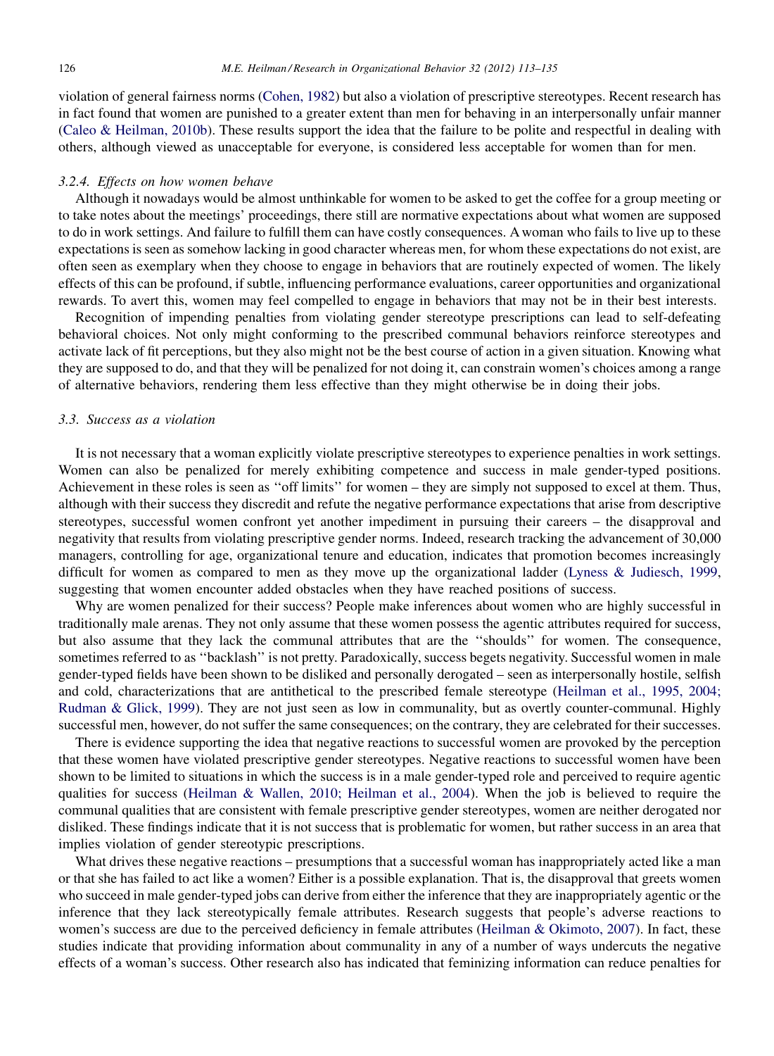violation of general fairness norms (Cohen, 1982) but also a violation of prescriptive stereotypes. Recent research has in fact found that women are punished to a greater extent than men for behaving in an interpersonally unfair manner (Caleo & Heilman, 2010b). These results support the idea that the failure to be polite and respectful in dealing with others, although viewed as unacceptable for everyone, is considered less acceptable for women than for men.

#### 3.2.4. Effects on how women behave

Although it nowadays would be almost unthinkable for women to be asked to get the coffee for a group meeting or to take notes about the meetings' proceedings, there still are normative expectations about what women are supposed to do in work settings. And failure to fulfill them can have costly consequences. A woman who fails to live up to these expectations is seen as somehow lacking in good character whereas men, for whom these expectations do not exist, are often seen as exemplary when they choose to engage in behaviors that are routinely expected of women. The likely effects of this can be profound, if subtle, influencing performance evaluations, career opportunities and organizational rewards. To avert this, women may feel compelled to engage in behaviors that may not be in their best interests.

Recognition of impending penalties from violating gender stereotype prescriptions can lead to self-defeating behavioral choices. Not only might conforming to the prescribed communal behaviors reinforce stereotypes and activate lack of fit perceptions, but they also might not be the best course of action in a given situation. Knowing what they are supposed to do, and that they will be penalized for not doing it, can constrain women's choices among a range of alternative behaviors, rendering them less effective than they might otherwise be in doing their jobs.

### 3.3. Success as a violation

It is not necessary that a woman explicitly violate prescriptive stereotypes to experience penalties in work settings. Women can also be penalized for merely exhibiting competence and success in male gender-typed positions. Achievement in these roles is seen as ''off limits'' for women – they are simply not supposed to excel at them. Thus, although with their success they discredit and refute the negative performance expectations that arise from descriptive stereotypes, successful women confront yet another impediment in pursuing their careers – the disapproval and negativity that results from violating prescriptive gender norms. Indeed, research tracking the advancement of 30,000 managers, controlling for age, organizational tenure and education, indicates that promotion becomes increasingly difficult for women as compared to men as they move up the organizational ladder (Lyness & Judiesch, 1999, suggesting that women encounter added obstacles when they have reached positions of success.

Why are women penalized for their success? People make inferences about women who are highly successful in traditionally male arenas. They not only assume that these women possess the agentic attributes required for success, but also assume that they lack the communal attributes that are the ''shoulds'' for women. The consequence, sometimes referred to as ''backlash'' is not pretty. Paradoxically, success begets negativity. Successful women in male gender-typed fields have been shown to be disliked and personally derogated – seen as interpersonally hostile, selfish and cold, characterizations that are antithetical to the prescribed female stereotype (Heilman et al., 1995, 2004; Rudman & Glick, 1999). They are not just seen as low in communality, but as overtly counter-communal. Highly successful men, however, do not suffer the same consequences; on the contrary, they are celebrated for their successes.

There is evidence supporting the idea that negative reactions to successful women are provoked by the perception that these women have violated prescriptive gender stereotypes. Negative reactions to successful women have been shown to be limited to situations in which the success is in a male gender-typed role and perceived to require agentic qualities for success (Heilman & Wallen, 2010; Heilman et al., 2004). When the job is believed to require the communal qualities that are consistent with female prescriptive gender stereotypes, women are neither derogated nor disliked. These findings indicate that it is not success that is problematic for women, but rather success in an area that implies violation of gender stereotypic prescriptions.

What drives these negative reactions – presumptions that a successful woman has inappropriately acted like a man or that she has failed to act like a women? Either is a possible explanation. That is, the disapproval that greets women who succeed in male gender-typed jobs can derive from either the inference that they are inappropriately agentic or the inference that they lack stereotypically female attributes. Research suggests that people's adverse reactions to women's success are due to the perceived deficiency in female attributes (Heilman & Okimoto, 2007). In fact, these studies indicate that providing information about communality in any of a number of ways undercuts the negative effects of a woman's success. Other research also has indicated that feminizing information can reduce penalties for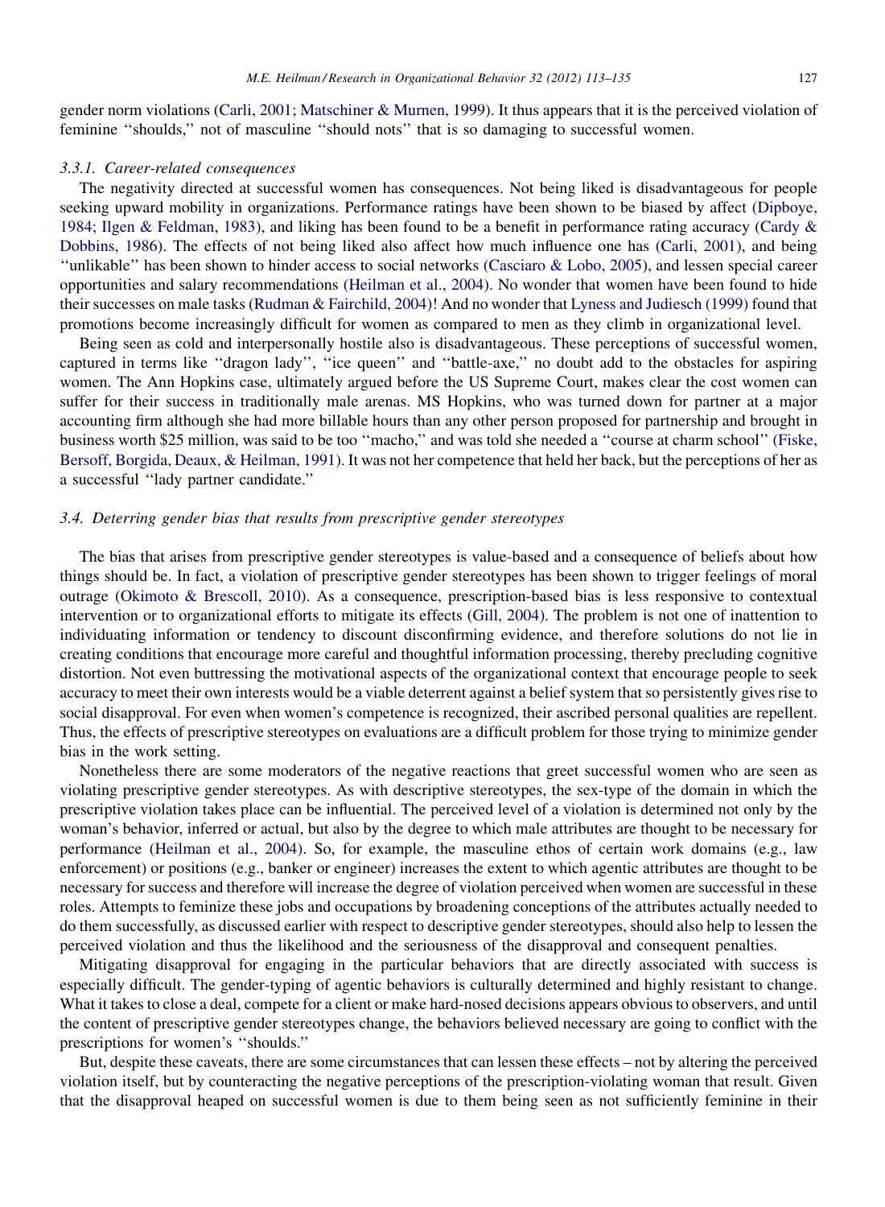gender norm violations (Carli, 2001; Matschiner & Murnen, 1999). It thus appears that it is the perceived violation of feminine ''shoulds,'' not of masculine ''should nots'' that is so damaging to successful women.

#### 3.3.1. Career-related consequences

The negativity directed at successful women has consequences. Not being liked is disadvantageous for people seeking upward mobility in organizations. Performance ratings have been shown to be biased by affect (Dipboye, 1984; Ilgen & Feldman, 1983), and liking has been found to be a benefit in performance rating accuracy (Cardy & Dobbins, 1986). The effects of not being liked also affect how much influence one has (Carli, 2001), and being ''unlikable'' has been shown to hinder access to social networks (Casciaro & Lobo, 2005), and lessen special career opportunities and salary recommendations (Heilman et al., 2004). No wonder that women have been found to hide their successes on male tasks (Rudman & Fairchild, 2004)! And no wonder that Lyness and Judiesch (1999) found that promotions become increasingly difficult for women as compared to men as they climb in organizational level.

Being seen as cold and interpersonally hostile also is disadvantageous. These perceptions of successful women, captured in terms like ''dragon lady'', ''ice queen'' and ''battle-axe,'' no doubt add to the obstacles for aspiring women. The Ann Hopkins case, ultimately argued before the US Supreme Court, makes clear the cost women can suffer for their success in traditionally male arenas. MS Hopkins, who was turned down for partner at a major accounting firm although she had more billable hours than any other person proposed for partnership and brought in business worth $25 million, was said to be too ''macho,'' and was told she needed a ''course at charm school'' (Fiske, Bersoff, Borgida, Deaux, & Heilman, 1991). It was not her competence that held her back, but the perceptions of her as a successful ''lady partner candidate.''

### 3.4. Deterring gender bias that results from prescriptive gender stereotypes

The bias that arises from prescriptive gender stereotypes is value-based and a consequence of beliefs about how things should be. In fact, a violation of prescriptive gender stereotypes has been shown to trigger feelings of moral outrage (Okimoto & Brescoll, 2010). As a consequence, prescription-based bias is less responsive to contextual intervention or to organizational efforts to mitigate its effects (Gill, 2004). The problem is not one of inattention to individuating information or tendency to discount disconfirming evidence, and therefore solutions do not lie in creating conditions that encourage more careful and thoughtful information processing, thereby precluding cognitive distortion. Not even buttressing the motivational aspects of the organizational context that encourage people to seek accuracy to meet their own interests would be a viable deterrent against a belief system that so persistently gives rise to social disapproval. For even when women's competence is recognized, their ascribed personal qualities are repellent. Thus, the effects of prescriptive stereotypes on evaluations are a difficult problem for those trying to minimize gender bias in the work setting.

Nonetheless there are some moderators of the negative reactions that greet successful women who are seen as violating prescriptive gender stereotypes. As with descriptive stereotypes, the sex-type of the domain in which the prescriptive violation takes place can be influential. The perceived level of a violation is determined not only by the woman's behavior, inferred or actual, but also by the degree to which male attributes are thought to be necessary for performance (Heilman et al., 2004). So, for example, the masculine ethos of certain work domains (e.g., law enforcement) or positions (e.g., banker or engineer) increases the extent to which agentic attributes are thought to be necessary for success and therefore will increase the degree of violation perceived when women are successful in these roles. Attempts to feminize these jobs and occupations by broadening conceptions of the attributes actually needed to do them successfully, as discussed earlier with respect to descriptive gender stereotypes, should also help to lessen the perceived violation and thus the likelihood and the seriousness of the disapproval and consequent penalties.

Mitigating disapproval for engaging in the particular behaviors that are directly associated with success is especially difficult. The gender-typing of agentic behaviors is culturally determined and highly resistant to change. What it takes to close a deal, compete for a client or make hard-nosed decisions appears obvious to observers, and until the content of prescriptive gender stereotypes change, the behaviors believed necessary are going to conflict with the prescriptions for women's ''shoulds.''

But, despite these caveats, there are some circumstances that can lessen these effects – not by altering the perceived violation itself, but by counteracting the negative perceptions of the prescription-violating woman that result. Given that the disapproval heaped on successful women is due to them being seen as not sufficiently feminine in their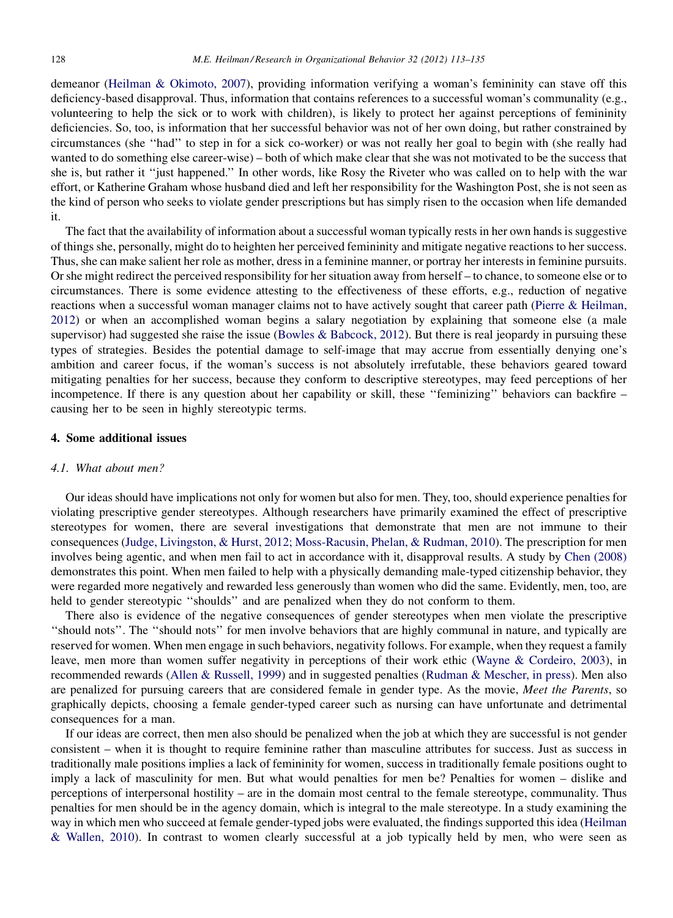demeanor (Heilman & Okimoto, 2007), providing information verifying a woman's femininity can stave off this deficiency-based disapproval. Thus, information that contains references to a successful woman's communality (e.g., volunteering to help the sick or to work with children), is likely to protect her against perceptions of femininity deficiencies. So, too, is information that her successful behavior was not of her own doing, but rather constrained by circumstances (she ''had'' to step in for a sick co-worker) or was not really her goal to begin with (she really had wanted to do something else career-wise) – both of which make clear that she was not motivated to be the success that she is, but rather it ''just happened.'' In other words, like Rosy the Riveter who was called on to help with the war effort, or Katherine Graham whose husband died and left her responsibility for the Washington Post, she is not seen as the kind of person who seeks to violate gender prescriptions but has simply risen to the occasion when life demanded it.

The fact that the availability of information about a successful woman typically rests in her own hands is suggestive of things she, personally, might do to heighten her perceived femininity and mitigate negative reactions to her success. Thus, she can make salient her role as mother, dress in a feminine manner, or portray her interests in feminine pursuits. Or she might redirect the perceived responsibility for her situation away from herself – to chance, to someone else or to circumstances. There is some evidence attesting to the effectiveness of these efforts, e.g., reduction of negative reactions when a successful woman manager claims not to have actively sought that career path (Pierre & Heilman, 2012) or when an accomplished woman begins a salary negotiation by explaining that someone else (a male supervisor) had suggested she raise the issue (Bowles & Babcock, 2012). But there is real jeopardy in pursuing these types of strategies. Besides the potential damage to self-image that may accrue from essentially denying one's ambition and career focus, if the woman's success is not absolutely irrefutable, these behaviors geared toward mitigating penalties for her success, because they conform to descriptive stereotypes, may feed perceptions of her incompetence. If there is any question about her capability or skill, these ''feminizing'' behaviors can backfire – causing her to be seen in highly stereotypic terms.

## 4. Some additional issues

### *4.1. What about men?*

Our ideas should have implications not only for women but also for men. They, too, should experience penalties for violating prescriptive gender stereotypes. Although researchers have primarily examined the effect of prescriptive stereotypes for women, there are several investigations that demonstrate that men are not immune to their consequences (Judge, Livingston, & Hurst, 2012; Moss-Racusin, Phelan, & Rudman, 2010). The prescription for men involves being agentic, and when men fail to act in accordance with it, disapproval results. A study by Chen (2008) demonstrates this point. When men failed to help with a physically demanding male-typed citizenship behavior, they were regarded more negatively and rewarded less generously than women who did the same. Evidently, men, too, are held to gender stereotypic ''shoulds'' and are penalized when they do not conform to them.

There also is evidence of the negative consequences of gender stereotypes when men violate the prescriptive ''should nots''. The ''should nots'' for men involve behaviors that are highly communal in nature, and typically are reserved for women. When men engage in such behaviors, negativity follows. For example, when they request a family leave, men more than women suffer negativity in perceptions of their work ethic (Wayne & Cordeiro, 2003), in recommended rewards (Allen & Russell, 1999) and in suggested penalties (Rudman & Mescher, in press). Men also are penalized for pursuing careers that are considered female in gender type. As the movie, *Meet the Parents*, so graphically depicts, choosing a female gender-typed career such as nursing can have unfortunate and detrimental consequences for a man.

If our ideas are correct, then men also should be penalized when the job at which they are successful is not gender consistent – when it is thought to require feminine rather than masculine attributes for success. Just as success in traditionally male positions implies a lack of femininity for women, success in traditionally female positions ought to imply a lack of masculinity for men. But what would penalties for men be? Penalties for women – dislike and perceptions of interpersonal hostility – are in the domain most central to the female stereotype, communality. Thus penalties for men should be in the agency domain, which is integral to the male stereotype. In a study examining the way in which men who succeed at female gender-typed jobs were evaluated, the findings supported this idea (Heilman & Wallen, 2010). In contrast to women clearly successful at a job typically held by men, who were seen as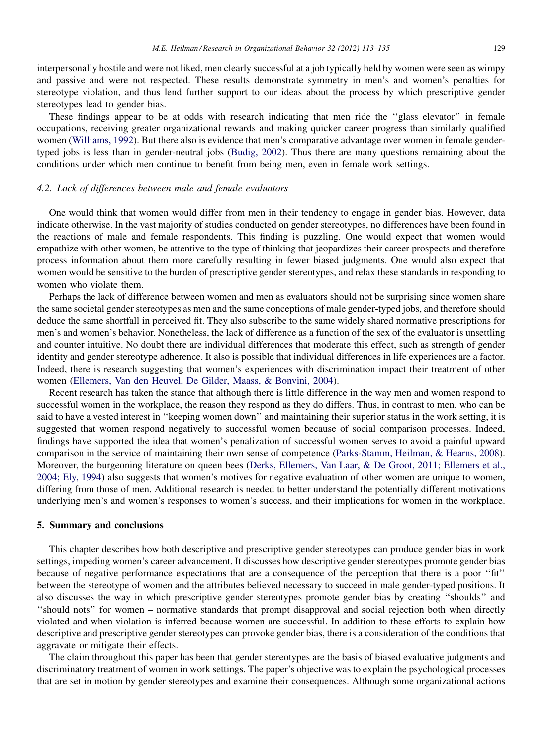interpersonally hostile and were not liked, men clearly successful at a job typically held by women were seen as wimpy and passive and were not respected. These results demonstrate symmetry in men's and women's penalties for stereotype violation, and thus lend further support to our ideas about the process by which prescriptive gender stereotypes lead to gender bias.

These findings appear to be at odds with research indicating that men ride the ''glass elevator'' in female occupations, receiving greater organizational rewards and making quicker career progress than similarly qualified women (Williams, 1992). But there also is evidence that men's comparative advantage over women in female gender-typed jobs is less than in gender-neutral jobs (Budig, 2002). Thus there are many questions remaining about the conditions under which men continue to benefit from being men, even in female work settings.

### 4.2. Lack of differences between male and female evaluators

One would think that women would differ from men in their tendency to engage in gender bias. However, data indicate otherwise. In the vast majority of studies conducted on gender stereotypes, no differences have been found in the reactions of male and female respondents. This finding is puzzling. One would expect that women would empathize with other women, be attentive to the type of thinking that jeopardizes their career prospects and therefore process information about them more carefully resulting in fewer biased judgments. One would also expect that women would be sensitive to the burden of prescriptive gender stereotypes, and relax these standards in responding to women who violate them.

Perhaps the lack of difference between women and men as evaluators should not be surprising since women share the same societal gender stereotypes as men and the same conceptions of male gender-typed jobs, and therefore should deduce the same shortfall in perceived fit. They also subscribe to the same widely shared normative prescriptions for men's and women's behavior. Nonetheless, the lack of difference as a function of the sex of the evaluator is unsettling and counter intuitive. No doubt there are individual differences that moderate this effect, such as strength of gender identity and gender stereotype adherence. It also is possible that individual differences in life experiences are a factor. Indeed, there is research suggesting that women's experiences with discrimination impact their treatment of other women (Ellemers, Van den Heuvel, De Gilder, Maass, & Bonvini, 2004).

Recent research has taken the stance that although there is little difference in the way men and women respond to successful women in the workplace, the reason they respond as they do differs. Thus, in contrast to men, who can be said to have a vested interest in ''keeping women down'' and maintaining their superior status in the work setting, it is suggested that women respond negatively to successful women because of social comparison processes. Indeed, findings have supported the idea that women's penalization of successful women serves to avoid a painful upward comparison in the service of maintaining their own sense of competence (Parks-Stamm, Heilman, & Hearns, 2008). Moreover, the burgeoning literature on queen bees (Derks, Ellemers, Van Laar, & De Groot, 2011; Ellemers et al., 2004; Ely, 1994) also suggests that women's motives for negative evaluation of other women are unique to women, differing from those of men. Additional research is needed to better understand the potentially different motivations underlying men's and women's responses to women's success, and their implications for women in the workplace.

## 5. Summary and conclusions

This chapter describes how both descriptive and prescriptive gender stereotypes can produce gender bias in work settings, impeding women's career advancement. It discusses how descriptive gender stereotypes promote gender bias because of negative performance expectations that are a consequence of the perception that there is a poor ''fit'' between the stereotype of women and the attributes believed necessary to succeed in male gender-typed positions. It also discusses the way in which prescriptive gender stereotypes promote gender bias by creating ''shoulds'' and ''should nots'' for women – normative standards that prompt disapproval and social rejection both when directly violated and when violation is inferred because women are successful. In addition to these efforts to explain how descriptive and prescriptive gender stereotypes can provoke gender bias, there is a consideration of the conditions that aggravate or mitigate their effects.

The claim throughout this paper has been that gender stereotypes are the basis of biased evaluative judgments and discriminatory treatment of women in work settings. The paper's objective was to explain the psychological processes that are set in motion by gender stereotypes and examine their consequences. Although some organizational actions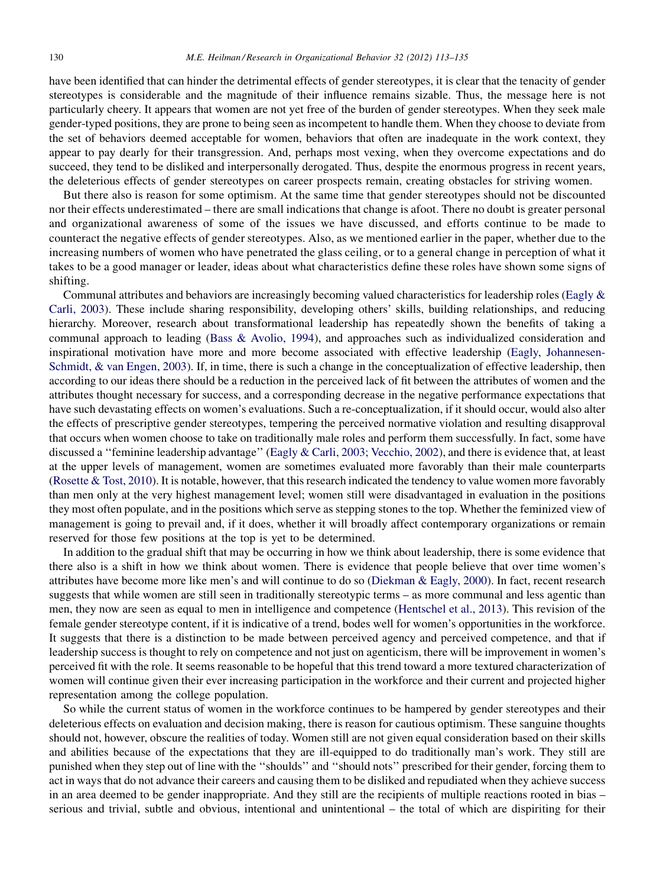have been identified that can hinder the detrimental effects of gender stereotypes, it is clear that the tenacity of gender stereotypes is considerable and the magnitude of their influence remains sizable. Thus, the message here is not particularly cheery. It appears that women are not yet free of the burden of gender stereotypes. When they seek male gender-typed positions, they are prone to being seen as incompetent to handle them. When they choose to deviate from the set of behaviors deemed acceptable for women, behaviors that often are inadequate in the work context, they appear to pay dearly for their transgression. And, perhaps most vexing, when they overcome expectations and do succeed, they tend to be disliked and interpersonally derogated. Thus, despite the enormous progress in recent years, the deleterious effects of gender stereotypes on career prospects remain, creating obstacles for striving women.

But there also is reason for some optimism. At the same time that gender stereotypes should not be discounted nor their effects underestimated – there are small indications that change is afoot. There no doubt is greater personal and organizational awareness of some of the issues we have discussed, and efforts continue to be made to counteract the negative effects of gender stereotypes. Also, as we mentioned earlier in the paper, whether due to the increasing numbers of women who have penetrated the glass ceiling, or to a general change in perception of what it takes to be a good manager or leader, ideas about what characteristics define these roles have shown some signs of shifting.

Communal attributes and behaviors are increasingly becoming valued characteristics for leadership roles (Eagly & Carli, 2003). These include sharing responsibility, developing others' skills, building relationships, and reducing hierarchy. Moreover, research about transformational leadership has repeatedly shown the benefits of taking a communal approach to leading (Bass & Avolio, 1994), and approaches such as individualized consideration and inspirational motivation have more and more become associated with effective leadership (Eagly, Johannesen-Schmidt, & van Engen, 2003). If, in time, there is such a change in the conceptualization of effective leadership, then according to our ideas there should be a reduction in the perceived lack of fit between the attributes of women and the attributes thought necessary for success, and a corresponding decrease in the negative performance expectations that have such devastating effects on women's evaluations. Such a re-conceptualization, if it should occur, would also alter the effects of prescriptive gender stereotypes, tempering the perceived normative violation and resulting disapproval that occurs when women choose to take on traditionally male roles and perform them successfully. In fact, some have discussed a ''feminine leadership advantage'' (Eagly & Carli, 2003; Vecchio, 2002), and there is evidence that, at least at the upper levels of management, women are sometimes evaluated more favorably than their male counterparts (Rosette & Tost, 2010). It is notable, however, that this research indicated the tendency to value women more favorably than men only at the very highest management level; women still were disadvantaged in evaluation in the positions they most often populate, and in the positions which serve as stepping stones to the top. Whether the feminized view of management is going to prevail and, if it does, whether it will broadly affect contemporary organizations or remain reserved for those few positions at the top is yet to be determined.

In addition to the gradual shift that may be occurring in how we think about leadership, there is some evidence that there also is a shift in how we think about women. There is evidence that people believe that over time women's attributes have become more like men's and will continue to do so (Diekman & Eagly, 2000). In fact, recent research suggests that while women are still seen in traditionally stereotypic terms – as more communal and less agentic than men, they now are seen as equal to men in intelligence and competence (Hentschel et al., 2013). This revision of the female gender stereotype content, if it is indicative of a trend, bodes well for women's opportunities in the workforce. It suggests that there is a distinction to be made between perceived agency and perceived competence, and that if leadership success is thought to rely on competence and not just on agenticism, there will be improvement in women's perceived fit with the role. It seems reasonable to be hopeful that this trend toward a more textured characterization of women will continue given their ever increasing participation in the workforce and their current and projected higher representation among the college population.

So while the current status of women in the workforce continues to be hampered by gender stereotypes and their deleterious effects on evaluation and decision making, there is reason for cautious optimism. These sanguine thoughts should not, however, obscure the realities of today. Women still are not given equal consideration based on their skills and abilities because of the expectations that they are ill-equipped to do traditionally man's work. They still are punished when they step out of line with the ''shoulds'' and ''should nots'' prescribed for their gender, forcing them to act in ways that do not advance their careers and causing them to be disliked and repudiated when they achieve success in an area deemed to be gender inappropriate. And they still are the recipients of multiple reactions rooted in bias – serious and trivial, subtle and obvious, intentional and unintentional – the total of which are dispiriting for their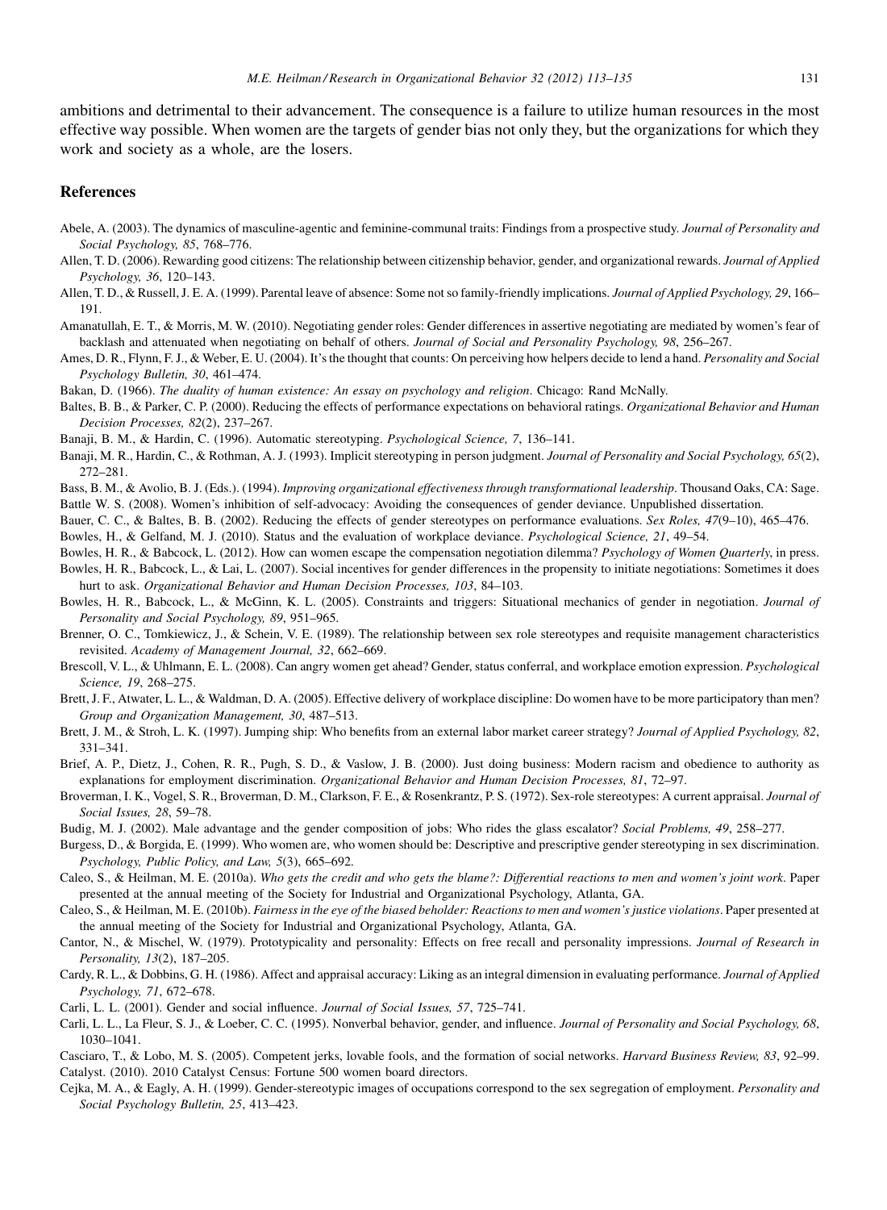ambitions and detrimental to their advancement. The consequence is a failure to utilize human resources in the most effective way possible. When women are the targets of gender bias not only they, but the organizations for which they work and society as a whole, are the losers.

## References

Abele, A. (2003). The dynamics of masculine-agentic and feminine-communal traits: Findings from a prospective study. *Journal of Personality and Social Psychology, 85*, 768–776.

Allen, T. D. (2006). Rewarding good citizens: The relationship between citizenship behavior, gender, and organizational rewards. *Journal of Applied Psychology, 36*, 120–143.

Allen, T. D., & Russell, J. E. A. (1999). Parental leave of absence: Some not so family-friendly implications. *Journal of Applied Psychology, 29*, 166–191.

Amanatullah, E. T., & Morris, M. W. (2010). Negotiating gender roles: Gender differences in assertive negotiating are mediated by women's fear of backlash and attenuated when negotiating on behalf of others. *Journal of Social and Personality Psychology, 98*, 256–267.

Ames, D. R., Flynn, F. J., & Weber, E. U. (2004). It's the thought that counts: On perceiving how helpers decide to lend a hand. *Personality and Social Psychology Bulletin, 30*, 461–474.

Bakan, D. (1966). *The duality of human existence: An essay on psychology and religion*. Chicago: Rand McNally.

Baltes, B. B., & Parker, C. P. (2000). Reducing the effects of performance expectations on behavioral ratings. *Organizational Behavior and Human Decision Processes, 82*(2), 237–267.

Banaji, B. M., & Hardin, C. (1996). Automatic stereotyping. *Psychological Science, 7*, 136–141.

Banaji, M. R., Hardin, C., & Rothman, A. J. (1993). Implicit stereotyping in person judgment. *Journal of Personality and Social Psychology, 65*(2), 272–281.

Bass, B. M., & Avolio, B. J. (Eds.). (1994). *Improving organizational effectiveness through transformational leadership*. Thousand Oaks, CA: Sage.

Battle W. S. (2008). Women's inhibition of self-advocacy: Avoiding the consequences of gender deviance. Unpublished dissertation.

Bauer, C. C., & Baltes, B. B. (2002). Reducing the effects of gender stereotypes on performance evaluations. *Sex Roles, 47*(9–10), 465–476.

Bowles, H., & Gelfand, M. J. (2010). Status and the evaluation of workplace deviance. *Psychological Science, 21*, 49–54.

Bowles, H. R., & Babcock, L. (2012). How can women escape the compensation negotiation dilemma? *Psychology of Women Quarterly*, in press.

Bowles, H. R., Babcock, L., & Lai, L. (2007). Social incentives for gender differences in the propensity to initiate negotiations: Sometimes it does hurt to ask. *Organizational Behavior and Human Decision Processes, 103*, 84–103.

Bowles, H. R., Babcock, L., & McGinn, K. L. (2005). Constraints and triggers: Situational mechanics of gender in negotiation. *Journal of Personality and Social Psychology, 89*, 951–965.

Brenner, O. C., Tomkiewicz, J., & Schein, V. E. (1989). The relationship between sex role stereotypes and requisite management characteristics revisited. *Academy of Management Journal, 32*, 662–669.

Brescoll, V. L., & Uhlmann, E. L. (2008). Can angry women get ahead? Gender, status conferral, and workplace emotion expression. *Psychological Science, 19*, 268–275.

Brett, J. F., Atwater, L. L., & Waldman, D. A. (2005). Effective delivery of workplace discipline: Do women have to be more participatory than men? *Group and Organization Management, 30*, 487–513.

Brett, J. M., & Stroh, L. K. (1997). Jumping ship: Who benefits from an external labor market career strategy? *Journal of Applied Psychology, 82*, 331–341.

Brief, A. P., Dietz, J., Cohen, R. R., Pugh, S. D., & Vaslow, J. B. (2000). Just doing business: Modern racism and obedience to authority as explanations for employment discrimination. *Organizational Behavior and Human Decision Processes, 81*, 72–97.

Broverman, I. K., Vogel, S. R., Broverman, D. M., Clarkson, F. E., & Rosenkrantz, P. S. (1972). Sex-role stereotypes: A current appraisal. *Journal of Social Issues, 28*, 59–78.

Budig, M. J. (2002). Male advantage and the gender composition of jobs: Who rides the glass escalator? *Social Problems, 49*, 258–277.

Burgess, D., & Borgida, E. (1999). Who women are, who women should be: Descriptive and prescriptive gender stereotyping in sex discrimination. *Psychology, Public Policy, and Law, 5*(3), 665–692.

Caleo, S., & Heilman, M. E. (2010a). *Who gets the credit and who gets the blame?: Differential reactions to men and women's joint work*. Paper presented at the annual meeting of the Society for Industrial and Organizational Psychology, Atlanta, GA.

Caleo, S., & Heilman, M. E. (2010b). *Fairness in the eye of the biased beholder: Reactions to men and women's justice violations*. Paper presented at the annual meeting of the Society for Industrial and Organizational Psychology, Atlanta, GA.

Cantor, N., & Mischel, W. (1979). Prototypicality and personality: Effects on free recall and personality impressions. *Journal of Research in Personality, 13*(2), 187–205.

Cardy, R. L., & Dobbins, G. H. (1986). Affect and appraisal accuracy: Liking as an integral dimension in evaluating performance. *Journal of Applied Psychology, 71*, 672–678.

Carli, L. L. (2001). Gender and social influence. *Journal of Social Issues, 57*, 725–741.

Carli, L. L., La Fleur, S. J., & Loeber, C. C. (1995). Nonverbal behavior, gender, and influence. *Journal of Personality and Social Psychology, 68*, 1030–1041.

Casciaro, T., & Lobo, M. S. (2005). Competent jerks, lovable fools, and the formation of social networks. *Harvard Business Review, 83*, 92–99.

Catalyst. (2010). 2010 Catalyst Census: Fortune 500 women board directors.

Cejka, M. A., & Eagly, A. H. (1999). Gender-stereotypic images of occupations correspond to the sex segregation of employment. *Personality and Social Psychology Bulletin, 25*, 413–423.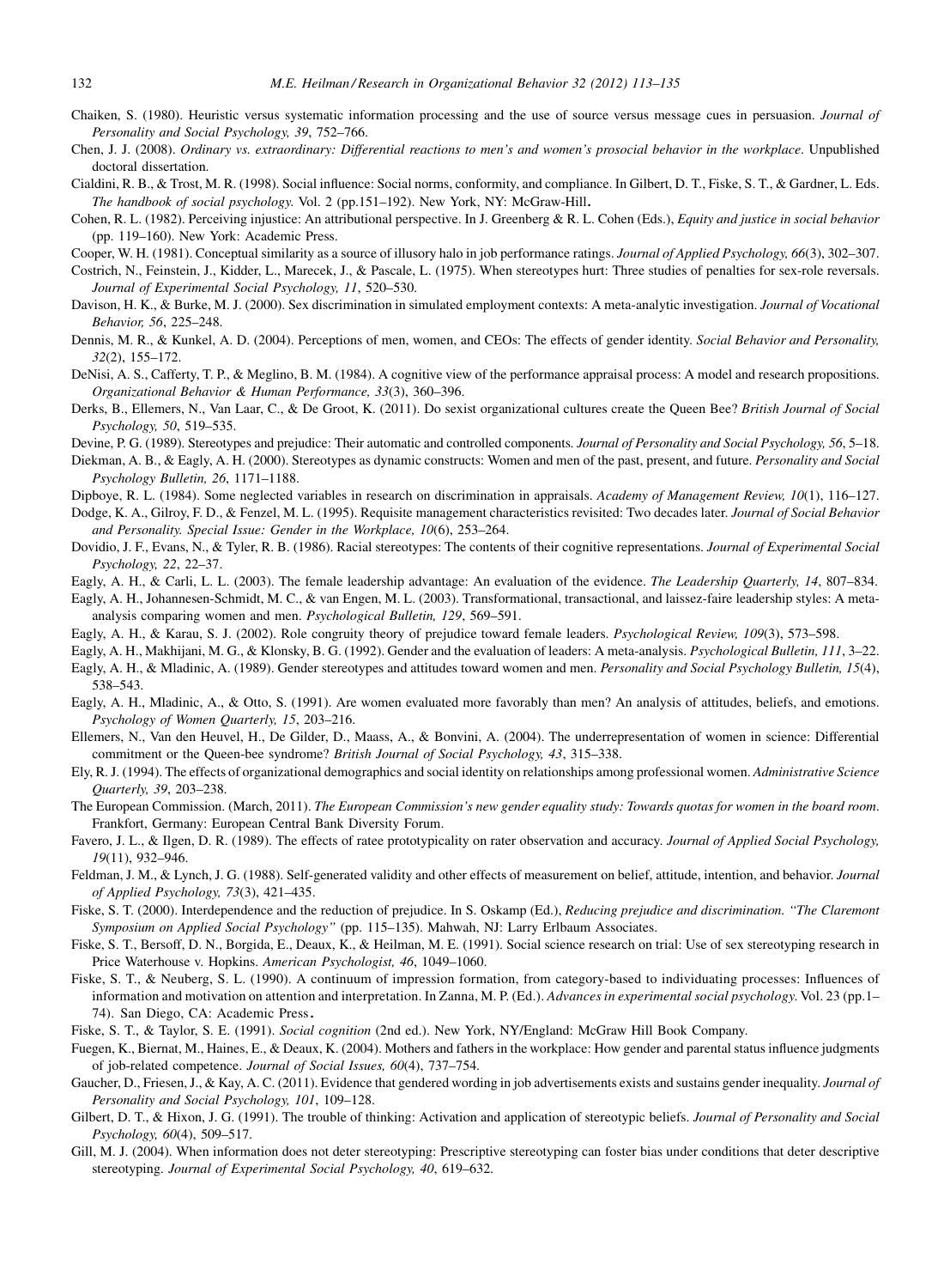Chaiken, S. (1980). Heuristic versus systematic information processing and the use of source versus message cues in persuasion. *Journal of Personality and Social Psychology, 39*, 752–766.

Chen, J. J. (2008). *Ordinary vs. extraordinary: Differential reactions to men's and women's prosocial behavior in the workplace*. Unpublished doctoral dissertation.

Cialdini, R. B., & Trost, M. R. (1998). Social influence: Social norms, conformity, and compliance. In Gilbert, D. T., Fiske, S. T., & Gardner, L. Eds. *The handbook of social psychology.* Vol. 2 (pp.151–192). New York, NY: McGraw-Hill.

Cohen, R. L. (1982). Perceiving injustice: An attributional perspective. In J. Greenberg & R. L. Cohen (Eds.), *Equity and justice in social behavior* (pp. 119–160). New York: Academic Press.

Cooper, W. H. (1981). Conceptual similarity as a source of illusory halo in job performance ratings. *Journal of Applied Psychology, 66*(3), 302–307.

Costrich, N., Feinstein, J., Kidder, L., Marecek, J., & Pascale, L. (1975). When stereotypes hurt: Three studies of penalties for sex-role reversals. *Journal of Experimental Social Psychology, 11*, 520–530.

Davison, H. K., & Burke, M. J. (2000). Sex discrimination in simulated employment contexts: A meta-analytic investigation. *Journal of Vocational Behavior, 56*, 225–248.

Dennis, M. R., & Kunkel, A. D. (2004). Perceptions of men, women, and CEOs: The effects of gender identity. *Social Behavior and Personality, 32*(2), 155–172.

DeNisi, A. S., Cafferty, T. P., & Meglino, B. M. (1984). A cognitive view of the performance appraisal process: A model and research propositions. *Organizational Behavior & Human Performance, 33*(3), 360–396.

Derks, B., Ellemers, N., Van Laar, C., & De Groot, K. (2011). Do sexist organizational cultures create the Queen Bee? *British Journal of Social Psychology, 50*, 519–535.

Devine, P. G. (1989). Stereotypes and prejudice: Their automatic and controlled components. *Journal of Personality and Social Psychology, 56*, 5–18.

Diekman, A. B., & Eagly, A. H. (2000). Stereotypes as dynamic constructs: Women and men of the past, present, and future. *Personality and Social Psychology Bulletin, 26*, 1171–1188.

Dipboye, R. L. (1984). Some neglected variables in research on discrimination in appraisals. *Academy of Management Review, 10*(1), 116–127.

Dodge, K. A., Gilroy, F. D., & Fenzel, M. L. (1995). Requisite management characteristics revisited: Two decades later. *Journal of Social Behavior and Personality. Special Issue: Gender in the Workplace, 10*(6), 253–264.

Dovidio, J. F., Evans, N., & Tyler, R. B. (1986). Racial stereotypes: The contents of their cognitive representations. *Journal of Experimental Social Psychology, 22*, 22–37.

Eagly, A. H., & Carli, L. L. (2003). The female leadership advantage: An evaluation of the evidence. *The Leadership Quarterly, 14*, 807–834.

Eagly, A. H., Johannesen-Schmidt, M. C., & van Engen, M. L. (2003). Transformational, transactional, and laissez-faire leadership styles: A meta-analysis comparing women and men. *Psychological Bulletin, 129*, 569–591.

Eagly, A. H., & Karau, S. J. (2002). Role congruity theory of prejudice toward female leaders. *Psychological Review, 109*(3), 573–598.

Eagly, A. H., Makhijani, M. G., & Klonsky, B. G. (1992). Gender and the evaluation of leaders: A meta-analysis. *Psychological Bulletin, 111*, 3–22.

Eagly, A. H., & Mladinic, A. (1989). Gender stereotypes and attitudes toward women and men. *Personality and Social Psychology Bulletin, 15*(4), 538–543.

Eagly, A. H., Mladinic, A., & Otto, S. (1991). Are women evaluated more favorably than men? An analysis of attitudes, beliefs, and emotions. *Psychology of Women Quarterly, 15*, 203–216.

Ellemers, N., Van den Heuvel, H., De Gilder, D., Maass, A., & Bonvini, A. (2004). The underrepresentation of women in science: Differential commitment or the Queen-bee syndrome? *British Journal of Social Psychology, 43*, 315–338.

Ely, R. J. (1994). The effects of organizational demographics and social identity on relationships among professional women. *Administrative Science Quarterly, 39*, 203–238.

The European Commission. (March, 2011). *The European Commission's new gender equality study: Towards quotas for women in the board room*. Frankfort, Germany: European Central Bank Diversity Forum.

Favero, J. L., & Ilgen, D. R. (1989). The effects of ratee prototypicality on rater observation and accuracy. *Journal of Applied Social Psychology, 19*(11), 932–946.

Feldman, J. M., & Lynch, J. G. (1988). Self-generated validity and other effects of measurement on belief, attitude, intention, and behavior. *Journal of Applied Psychology, 73*(3), 421–435.

Fiske, S. T. (2000). Interdependence and the reduction of prejudice. In S. Oskamp (Ed.), *Reducing prejudice and discrimination. "The Claremont Symposium on Applied Social Psychology"* (pp. 115–135). Mahwah, NJ: Larry Erlbaum Associates.

Fiske, S. T., Bersoff, D. N., Borgida, E., Deaux, K., & Heilman, M. E. (1991). Social science research on trial: Use of sex stereotyping research in Price Waterhouse v. Hopkins. *American Psychologist, 46*, 1049–1060.

Fiske, S. T., & Neuberg, S. L. (1990). A continuum of impression formation, from category-based to individuating processes: Influences of information and motivation on attention and interpretation. In Zanna, M. P. (Ed.). *Advances in experimental social psychology*. Vol. 23 (pp.1–74). San Diego, CA: Academic Press.

Fiske, S. T., & Taylor, S. E. (1991). *Social cognition* (2nd ed.). New York, NY/England: McGraw Hill Book Company.

Fuegen, K., Biernat, M., Haines, E., & Deaux, K. (2004). Mothers and fathers in the workplace: How gender and parental status influence judgments of job-related competence. *Journal of Social Issues, 60*(4), 737–754.

Gaucher, D., Friesen, J., & Kay, A. C. (2011). Evidence that gendered wording in job advertisements exists and sustains gender inequality. *Journal of Personality and Social Psychology, 101*, 109–128.

Gilbert, D. T., & Hixon, J. G. (1991). The trouble of thinking: Activation and application of stereotypic beliefs. *Journal of Personality and Social Psychology, 60*(4), 509–517.

Gill, M. J. (2004). When information does not deter stereotyping: Prescriptive stereotyping can foster bias under conditions that deter descriptive stereotyping. *Journal of Experimental Social Psychology, 40*, 619–632.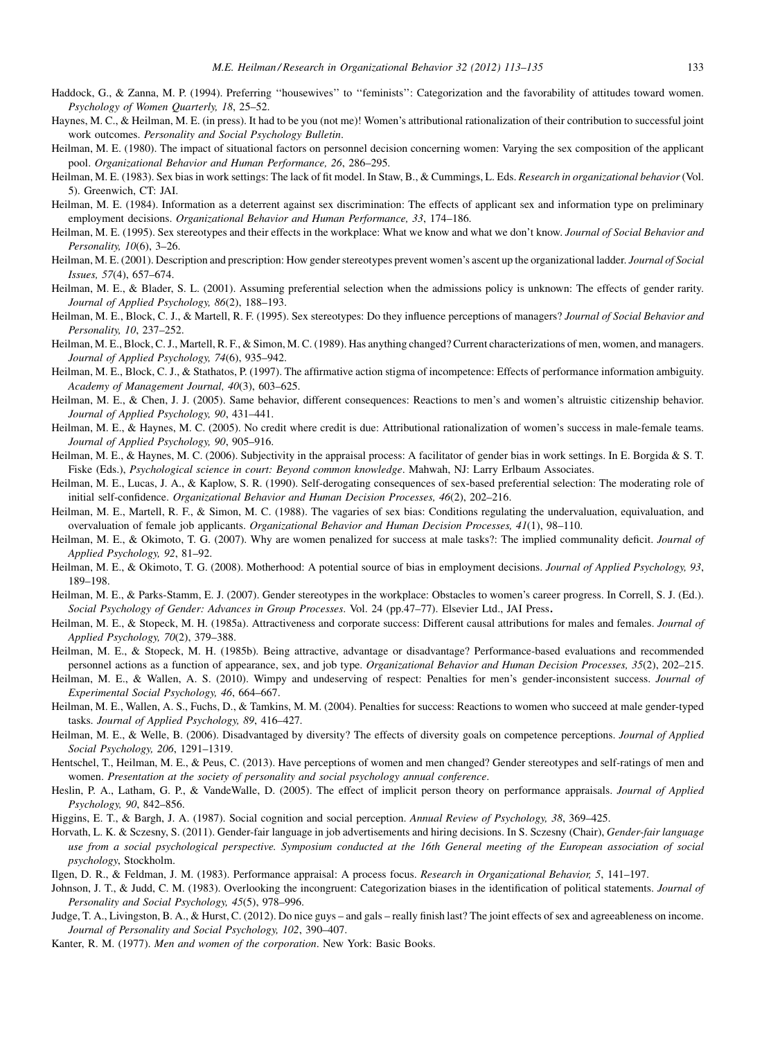Haddock, G., & Zanna, M. P. (1994). Preferring ''housewives'' to ''feminists'': Categorization and the favorability of attitudes toward women. *Psychology of Women Quarterly, 18*, 25–52.

Haynes, M. C., & Heilman, M. E. (in press). It had to be you (not me)! Women's attributional rationalization of their contribution to successful joint work outcomes. *Personality and Social Psychology Bulletin*.

Heilman, M. E. (1980). The impact of situational factors on personnel decision concerning women: Varying the sex composition of the applicant pool. *Organizational Behavior and Human Performance, 26*, 286–295.

Heilman, M. E. (1983). Sex bias in work settings: The lack of fit model. In Staw, B., & Cummings, L. Eds. *Research in organizational behavior* (Vol. 5). Greenwich, CT: JAI.

Heilman, M. E. (1984). Information as a deterrent against sex discrimination: The effects of applicant sex and information type on preliminary employment decisions. *Organizational Behavior and Human Performance, 33*, 174–186.

Heilman, M. E. (1995). Sex stereotypes and their effects in the workplace: What we know and what we don't know. *Journal of Social Behavior and Personality, 10*(6), 3–26.

Heilman, M. E. (2001). Description and prescription: How gender stereotypes prevent women's ascent up the organizational ladder. *Journal of Social Issues, 57*(4), 657–674.

Heilman, M. E., & Blader, S. L. (2001). Assuming preferential selection when the admissions policy is unknown: The effects of gender rarity. *Journal of Applied Psychology, 86*(2), 188–193.

Heilman, M. E., Block, C. J., & Martell, R. F. (1995). Sex stereotypes: Do they influence perceptions of managers? *Journal of Social Behavior and Personality, 10*, 237–252.

Heilman, M. E., Block, C. J., Martell, R. F., & Simon, M. C. (1989). Has anything changed? Current characterizations of men, women, and managers. *Journal of Applied Psychology, 74*(6), 935–942.

Heilman, M. E., Block, C. J., & Stathatos, P. (1997). The affirmative action stigma of incompetence: Effects of performance information ambiguity. *Academy of Management Journal, 40*(3), 603–625.

Heilman, M. E., & Chen, J. J. (2005). Same behavior, different consequences: Reactions to men's and women's altruistic citizenship behavior. *Journal of Applied Psychology, 90*, 431–441.

Heilman, M. E., & Haynes, M. C. (2005). No credit where credit is due: Attributional rationalization of women's success in male-female teams. *Journal of Applied Psychology, 90*, 905–916.

Heilman, M. E., & Haynes, M. C. (2006). Subjectivity in the appraisal process: A facilitator of gender bias in work settings. In E. Borgida & S. T. Fiske (Eds.), *Psychological science in court: Beyond common knowledge*. Mahwah, NJ: Larry Erlbaum Associates.

Heilman, M. E., Lucas, J. A., & Kaplow, S. R. (1990). Self-derogating consequences of sex-based preferential selection: The moderating role of initial self-confidence. *Organizational Behavior and Human Decision Processes, 46*(2), 202–216.

Heilman, M. E., Martell, R. F., & Simon, M. C. (1988). The vagaries of sex bias: Conditions regulating the undervaluation, equivaluation, and overvaluation of female job applicants. *Organizational Behavior and Human Decision Processes, 41*(1), 98–110.

Heilman, M. E., & Okimoto, T. G. (2007). Why are women penalized for success at male tasks?: The implied communality deficit. *Journal of Applied Psychology, 92*, 81–92.

Heilman, M. E., & Okimoto, T. G. (2008). Motherhood: A potential source of bias in employment decisions. *Journal of Applied Psychology, 93*, 189–198.

Heilman, M. E., & Parks-Stamm, E. J. (2007). Gender stereotypes in the workplace: Obstacles to women's career progress. In Correll, S. J. (Ed.). *Social Psychology of Gender: Advances in Group Processes*. Vol. 24 (pp.47–77). Elsevier Ltd., JAI Press.

Heilman, M. E., & Stopeck, M. H. (1985a). Attractiveness and corporate success: Different causal attributions for males and females. *Journal of Applied Psychology, 70*(2), 379–388.

Heilman, M. E., & Stopeck, M. H. (1985b). Being attractive, advantage or disadvantage? Performance-based evaluations and recommended personnel actions as a function of appearance, sex, and job type. *Organizational Behavior and Human Decision Processes, 35*(2), 202–215.

Heilman, M. E., & Wallen, A. S. (2010). Wimpy and undeserving of respect: Penalties for men's gender-inconsistent success. *Journal of Experimental Social Psychology, 46*, 664–667.

Heilman, M. E., Wallen, A. S., Fuchs, D., & Tamkins, M. M. (2004). Penalties for success: Reactions to women who succeed at male gender-typed tasks. *Journal of Applied Psychology, 89*, 416–427.

Heilman, M. E., & Welle, B. (2006). Disadvantaged by diversity? The effects of diversity goals on competence perceptions. *Journal of Applied Social Psychology, 206*, 1291–1319.

Hentschel, T., Heilman, M. E., & Peus, C. (2013). Have perceptions of women and men changed? Gender stereotypes and self-ratings of men and women. *Presentation at the society of personality and social psychology annual conference*.

Heslin, P. A., Latham, G. P., & VandeWalle, D. (2005). The effect of implicit person theory on performance appraisals. *Journal of Applied Psychology, 90*, 842–856.

Higgins, E. T., & Bargh, J. A. (1987). Social cognition and social perception. *Annual Review of Psychology, 38*, 369–425.

Horvath, L. K. & Sczesny, S. (2011). Gender-fair language in job advertisements and hiring decisions. In S. Sczesny (Chair), *Gender-fair language use from a social psychological perspective. Symposium conducted at the 16th General meeting of the European association of social psychology*, Stockholm.

Ilgen, D. R., & Feldman, J. M. (1983). Performance appraisal: A process focus. *Research in Organizational Behavior, 5*, 141–197.

Johnson, J. T., & Judd, C. M. (1983). Overlooking the incongruent: Categorization biases in the identification of political statements. *Journal of Personality and Social Psychology, 45*(5), 978–996.

Judge, T. A., Livingston, B. A., & Hurst, C. (2012). Do nice guys – and gals – really finish last? The joint effects of sex and agreeableness on income. *Journal of Personality and Social Psychology, 102*, 390–407.

Kanter, R. M. (1977). *Men and women of the corporation*. New York: Basic Books.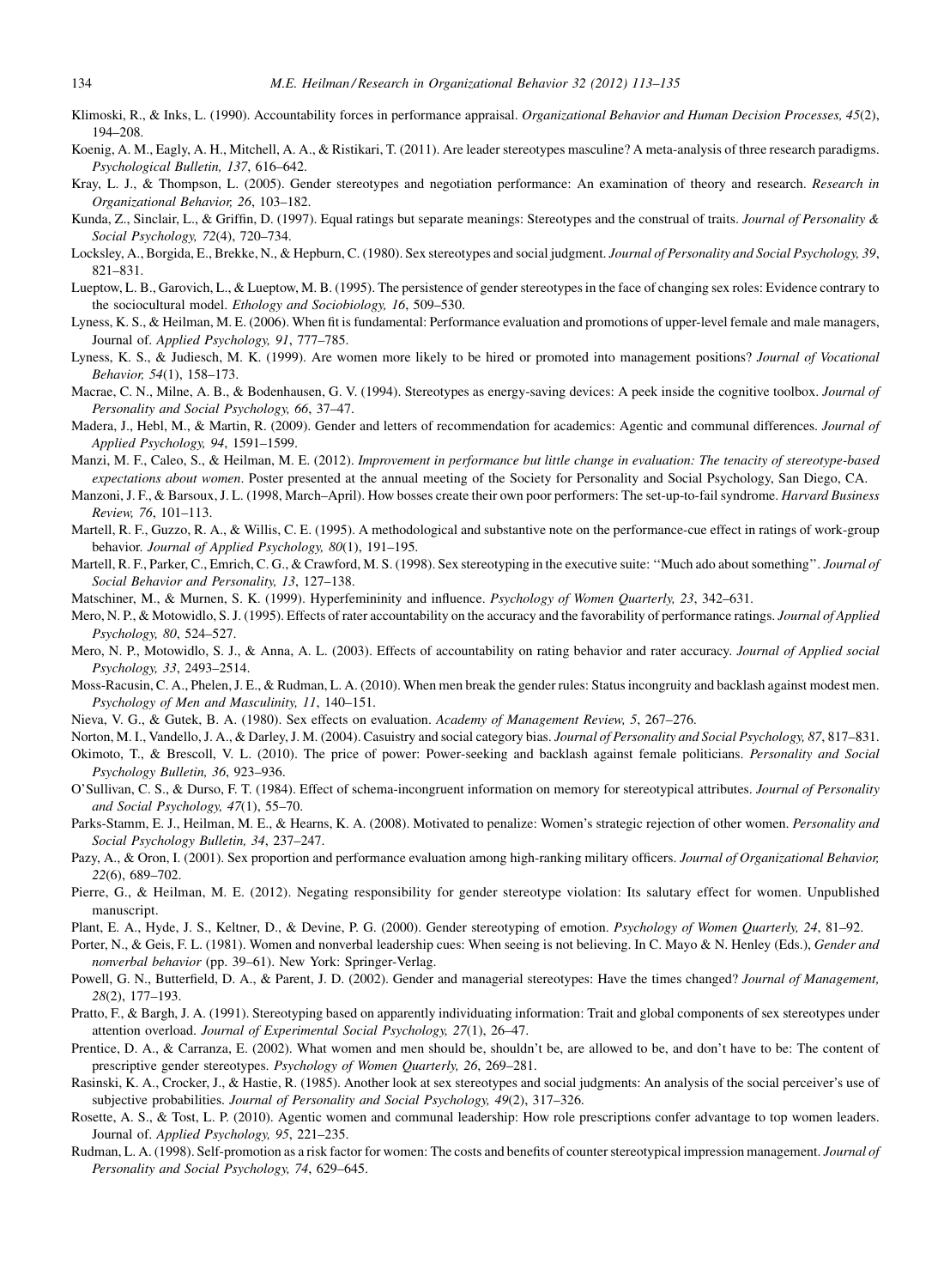Klimoski, R., & Inks, L. (1990). Accountability forces in performance appraisal. *Organizational Behavior and Human Decision Processes, 45*(2), 194–208.

Koenig, A. M., Eagly, A. H., Mitchell, A. A., & Ristikari, T. (2011). Are leader stereotypes masculine? A meta-analysis of three research paradigms. *Psychological Bulletin, 137*, 616–642.

Kray, L. J., & Thompson, L. (2005). Gender stereotypes and negotiation performance: An examination of theory and research. *Research in Organizational Behavior, 26*, 103–182.

Kunda, Z., Sinclair, L., & Griffin, D. (1997). Equal ratings but separate meanings: Stereotypes and the construal of traits. *Journal of Personality & Social Psychology, 72*(4), 720–734.

Locksley, A., Borgida, E., Brekke, N., & Hepburn, C. (1980). Sex stereotypes and social judgment. *Journal of Personality and Social Psychology, 39*, 821–831.

Lueptow, L. B., Garovich, L., & Lueptow, M. B. (1995). The persistence of gender stereotypes in the face of changing sex roles: Evidence contrary to the sociocultural model. *Ethology and Sociobiology, 16*, 509–530.

Lyness, K. S., & Heilman, M. E. (2006). When fit is fundamental: Performance evaluation and promotions of upper-level female and male managers, Journal of. *Applied Psychology, 91*, 777–785.

Lyness, K. S., & Judiesch, M. K. (1999). Are women more likely to be hired or promoted into management positions? *Journal of Vocational Behavior, 54*(1), 158–173.

Macrae, C. N., Milne, A. B., & Bodenhausen, G. V. (1994). Stereotypes as energy-saving devices: A peek inside the cognitive toolbox. *Journal of Personality and Social Psychology, 66*, 37–47.

Madera, J., Hebl, M., & Martin, R. (2009). Gender and letters of recommendation for academics: Agentic and communal differences. *Journal of Applied Psychology, 94*, 1591–1599.

Manzi, M. F., Caleo, S., & Heilman, M. E. (2012). *Improvement in performance but little change in evaluation: The tenacity of stereotype-based expectations about women*. Poster presented at the annual meeting of the Society for Personality and Social Psychology, San Diego, CA.

Manzoni, J. F., & Barsoux, J. L. (1998, March–April). How bosses create their own poor performers: The set-up-to-fail syndrome. *Harvard Business Review, 76*, 101–113.

Martell, R. F., Guzzo, R. A., & Willis, C. E. (1995). A methodological and substantive note on the performance-cue effect in ratings of work-group behavior. *Journal of Applied Psychology, 80*(1), 191–195.

Martell, R. F., Parker, C., Emrich, C. G., & Crawford, M. S. (1998). Sex stereotyping in the executive suite: ''Much ado about something''. *Journal of Social Behavior and Personality, 13*, 127–138.

Matschiner, M., & Murnen, S. K. (1999). Hyperfemininity and influence. *Psychology of Women Quarterly, 23*, 342–631.

Mero, N. P., & Motowidlo, S. J. (1995). Effects of rater accountability on the accuracy and the favorability of performance ratings. *Journal of Applied Psychology, 80*, 524–527.

Mero, N. P., Motowidlo, S. J., & Anna, A. L. (2003). Effects of accountability on rating behavior and rater accuracy. *Journal of Applied social Psychology, 33*, 2493–2514.

Moss-Racusin, C. A., Phelen, J. E., & Rudman, L. A. (2010). When men break the gender rules: Status incongruity and backlash against modest men. *Psychology of Men and Masculinity, 11*, 140–151.

Nieva, V. G., & Gutek, B. A. (1980). Sex effects on evaluation. *Academy of Management Review, 5*, 267–276.

Norton, M. I., Vandello, J. A., & Darley, J. M. (2004). Casuistry and social category bias. *Journal of Personality and Social Psychology, 87*, 817–831.

Okimoto, T., & Brescoll, V. L. (2010). The price of power: Power-seeking and backlash against female politicians. *Personality and Social Psychology Bulletin, 36*, 923–936.

O'Sullivan, C. S., & Durso, F. T. (1984). Effect of schema-incongruent information on memory for stereotypical attributes. *Journal of Personality and Social Psychology, 47*(1), 55–70.

Parks-Stamm, E. J., Heilman, M. E., & Hearns, K. A. (2008). Motivated to penalize: Women's strategic rejection of other women. *Personality and Social Psychology Bulletin, 34*, 237–247.

Pazy, A., & Oron, I. (2001). Sex proportion and performance evaluation among high-ranking military officers. *Journal of Organizational Behavior, 22*(6), 689–702.

Pierre, G., & Heilman, M. E. (2012). Negating responsibility for gender stereotype violation: Its salutary effect for women. Unpublished manuscript.

Plant, E. A., Hyde, J. S., Keltner, D., & Devine, P. G. (2000). Gender stereotyping of emotion. *Psychology of Women Quarterly, 24*, 81–92.

Porter, N., & Geis, F. L. (1981). Women and nonverbal leadership cues: When seeing is not believing. In C. Mayo & N. Henley (Eds.), *Gender and nonverbal behavior* (pp. 39–61). New York: Springer-Verlag.

Powell, G. N., Butterfield, D. A., & Parent, J. D. (2002). Gender and managerial stereotypes: Have the times changed? *Journal of Management, 28*(2), 177–193.

Pratto, F., & Bargh, J. A. (1991). Stereotyping based on apparently individuating information: Trait and global components of sex stereotypes under attention overload. *Journal of Experimental Social Psychology, 27*(1), 26–47.

Prentice, D. A., & Carranza, E. (2002). What women and men should be, shouldn't be, are allowed to be, and don't have to be: The content of prescriptive gender stereotypes. *Psychology of Women Quarterly, 26*, 269–281.

Rasinski, K. A., Crocker, J., & Hastie, R. (1985). Another look at sex stereotypes and social judgments: An analysis of the social perceiver's use of subjective probabilities. *Journal of Personality and Social Psychology, 49*(2), 317–326.

Rosette, A. S., & Tost, L. P. (2010). Agentic women and communal leadership: How role prescriptions confer advantage to top women leaders. Journal of. *Applied Psychology, 95*, 221–235.

Rudman, L. A. (1998). Self-promotion as a risk factor for women: The costs and benefits of counter stereotypical impression management. *Journal of Personality and Social Psychology, 74*, 629–645.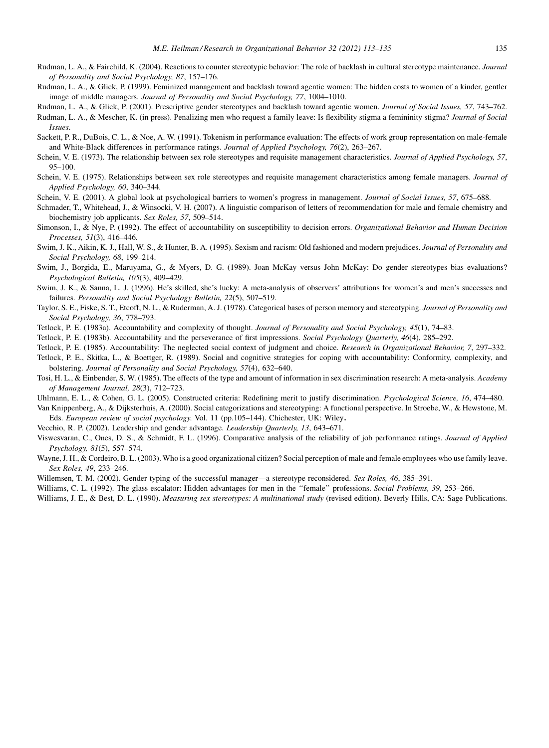Rudman, L. A., & Fairchild, K. (2004). Reactions to counter stereotypic behavior: The role of backlash in cultural stereotype maintenance. *Journal of Personality and Social Psychology, 87*, 157–176.

Rudman, L. A., & Glick, P. (1999). Feminized management and backlash toward agentic women: The hidden costs to women of a kinder, gentler image of middle managers. *Journal of Personality and Social Psychology, 77*, 1004–1010.

Rudman, L. A., & Glick, P. (2001). Prescriptive gender stereotypes and backlash toward agentic women. *Journal of Social Issues, 57*, 743–762.

Rudman, L. A., & Mescher, K. (in press). Penalizing men who request a family leave: Is flexibility stigma a femininity stigma? *Journal of Social Issues*.

Sackett, P. R., DuBois, C. L., & Noe, A. W. (1991). Tokenism in performance evaluation: The effects of work group representation on male-female and White-Black differences in performance ratings. *Journal of Applied Psychology, 76*(2), 263–267.

Schein, V. E. (1973). The relationship between sex role stereotypes and requisite management characteristics. *Journal of Applied Psychology, 57*, 95–100.

Schein, V. E. (1975). Relationships between sex role stereotypes and requisite management characteristics among female managers. *Journal of Applied Psychology, 60*, 340–344.

Schein, V. E. (2001). A global look at psychological barriers to women's progress in management. *Journal of Social Issues, 57*, 675–688.

Schmader, T., Whitehead, J., & Winsocki, V. H. (2007). A linguistic comparison of letters of recommendation for male and female chemistry and biochemistry job applicants. *Sex Roles, 57*, 509–514.

Simonson, I., & Nye, P. (1992). The effect of accountability on susceptibility to decision errors. *Organizational Behavior and Human Decision Processes, 51*(3), 416–446.

Swim, J. K., Aikin, K. J., Hall, W. S., & Hunter, B. A. (1995). Sexism and racism: Old fashioned and modern prejudices. *Journal of Personality and Social Psychology, 68*, 199–214.

Swim, J., Borgida, E., Maruyama, G., & Myers, D. G. (1989). Joan McKay versus John McKay: Do gender stereotypes bias evaluations? *Psychological Bulletin, 105*(3), 409–429.

Swim, J. K., & Sanna, L. J. (1996). He's skilled, she's lucky: A meta-analysis of observers' attributions for women's and men's successes and failures. *Personality and Social Psychology Bulletin, 22*(5), 507–519.

Taylor, S. E., Fiske, S. T., Etcoff, N. L., & Ruderman, A. J. (1978). Categorical bases of person memory and stereotyping. *Journal of Personality and Social Psychology, 36*, 778–793.

Tetlock, P. E. (1983a). Accountability and complexity of thought. *Journal of Personality and Social Psychology, 45*(1), 74–83.

Tetlock, P. E. (1983b). Accountability and the perseverance of first impressions. *Social Psychology Quarterly, 46*(4), 285–292.

Tetlock, P. E. (1985). Accountability: The neglected social context of judgment and choice. *Research in Organizational Behavior, 7*, 297–332.

Tetlock, P. E., Skitka, L., & Boettger, R. (1989). Social and cognitive strategies for coping with accountability: Conformity, complexity, and bolstering. *Journal of Personality and Social Psychology, 57*(4), 632–640.

Tosi, H. L., & Einbender, S. W. (1985). The effects of the type and amount of information in sex discrimination research: A meta-analysis. *Academy of Management Journal, 28*(3), 712–723.

Uhlmann, E. L., & Cohen, G. L. (2005). Constructed criteria: Redefining merit to justify discrimination. *Psychological Science, 16*, 474–480.

Van Knippenberg, A., & Dijksterhuis, A. (2000). Social categorizations and stereotyping: A functional perspective. In Stroebe, W., & Hewstone, M. Eds. *European review of social psychology.* Vol. 11 (pp.105–144). Chichester, UK: Wiley.

Vecchio, R. P. (2002). Leadership and gender advantage. *Leadership Quarterly, 13*, 643–671.

Viswesvaran, C., Ones, D. S., & Schmidt, F. L. (1996). Comparative analysis of the reliability of job performance ratings. *Journal of Applied Psychology, 81*(5), 557–574.

Wayne, J. H., & Cordeiro, B. L. (2003). Who is a good organizational citizen? Social perception of male and female employees who use family leave. *Sex Roles, 49*, 233–246.

Willemsen, T. M. (2002). Gender typing of the successful manager—a stereotype reconsidered. *Sex Roles, 46*, 385–391.

Williams, C. L. (1992). The glass escalator: Hidden advantages for men in the ''female'' professions. *Social Problems, 39*, 253–266.

Williams, J. E., & Best, D. L. (1990). *Measuring sex stereotypes: A multinational study* (revised edition). Beverly Hills, CA: Sage Publications.